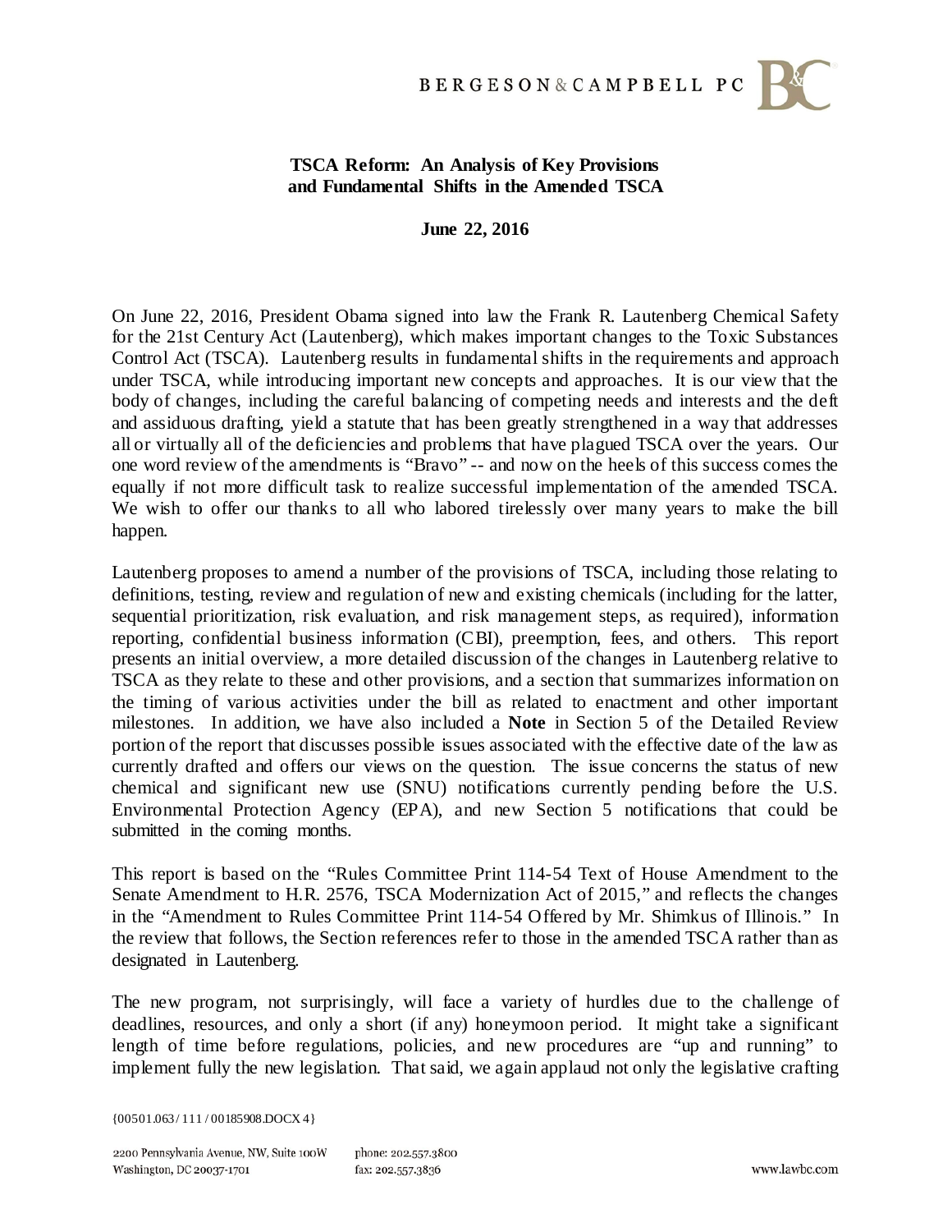# TSCA Reform: An Analysis of Key Provisions and Fundamental Shifts in the Amended TSCA

**June 22, 2016**

On June 22, 2016, President Obama signed into law the Frank R. Lautenberg Chemical Safety for the 21st Century Act (Lautenberg), which makes important changes to the Toxic Substances Control Act (TSCA). Lautenberg results in fundamental shifts in the requirements and approach under TSCA, while introducing important new concepts and approaches. It is our view that the body of changes, including the careful balancing of competing needs and interests and the deft and assiduous drafting, yield a statute that has been greatly strengthened in a way that addresses all or virtually all of the deficiencies and problems that have plagued TSCA over the years. Our one word review of the amendments is "Bravo" -- and now on the heels of this success comes the equally if not more difficult task to realize successful implementation of the amended TSCA. We wish to offer our thanks to all who labored tirelessly over many years to make the bill happen.

Lautenberg proposes to amend a number of the provisions of TSCA, including those relating to definitions, testing, review and regulation of new and existing chemicals (including for the latter, sequential prioritization, risk evaluation, and risk management steps, as required), information reporting, confidential business information (CBI), preemption, fees, and others. This report presents an initial overview, a more detailed discussion of the changes in Lautenberg relative to TSCA as they relate to these and other provisions, and a section that summarizes information on the timing of various activities under the bill as related to enactment and other important milestones. In addition, we have also included a **Note** in Section 5 of the Detailed Review portion of the report that discusses possible issues associated with the effective date of the law as currently drafted and offers our views on the question. The issue concerns the status of new chemical and significant new use (SNU) notifications currently pending before the U.S. Environmental Protection Agency (EPA), and new Section 5 notifications that could be submitted in the coming months.

This report is based on the "Rules Committee Print 114-54 Text of House Amendment to the Senate Amendment to H.R. 2576, TSCA Modernization Act of 2015," and reflects the changes in the "Amendment to Rules Committee Print 114-54 Offered by Mr. Shimkus of Illinois." In the review that follows, the Section references refer to those in the amended TSCA rather than as designated in Lautenberg.

The new program, not surprisingly, will face a variety of hurdles due to the challenge of deadlines, resources, and only a short (if any) honeymoon period. It might take a significant length of time before regulations, policies, and new procedures are "up and running" to implement fully the new legislation. That said, we again applaud not only the legislative crafting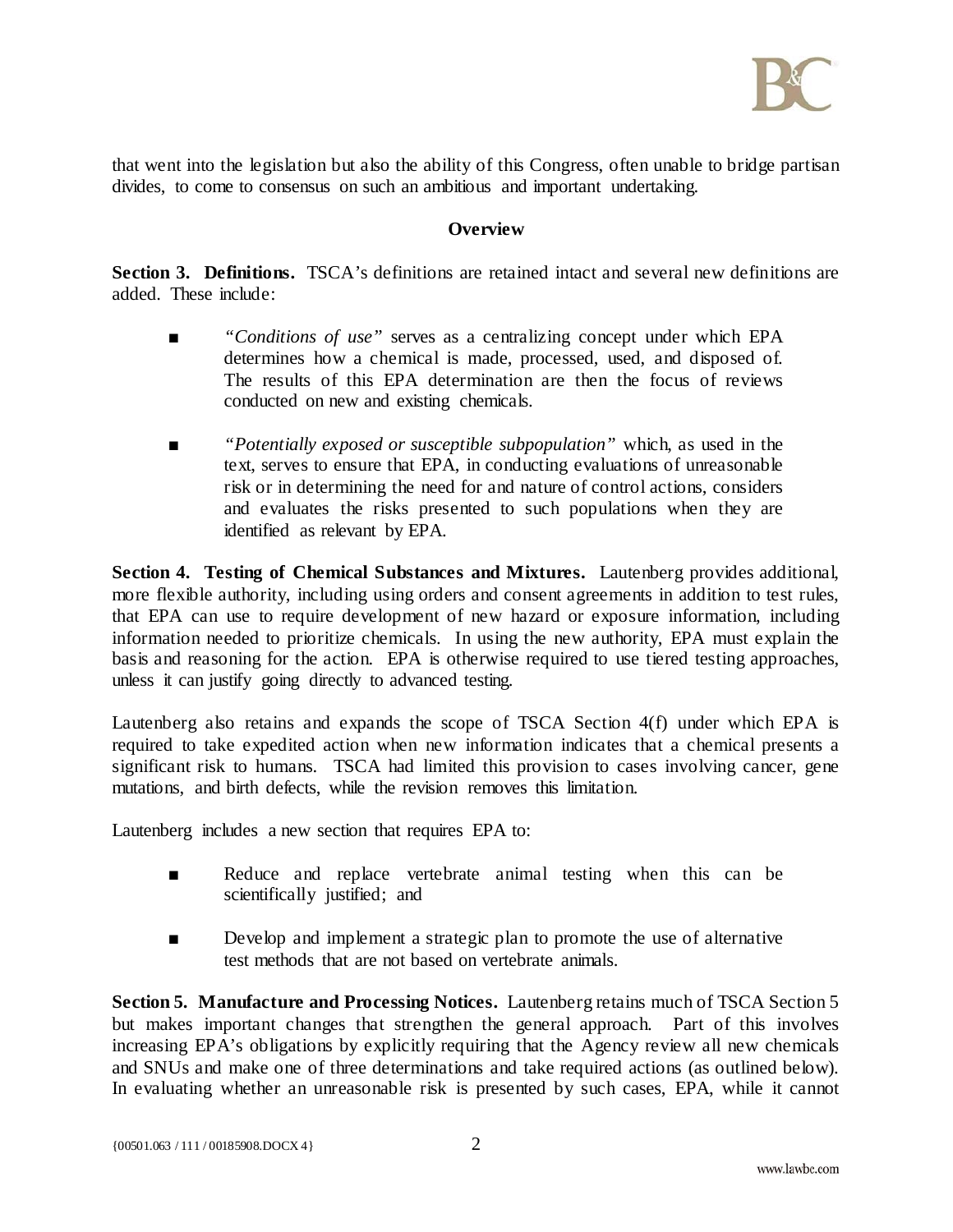that went into the legislation but also the ability of this Congress, often unable to bridge partisan divides, to come to consensus on such an ambitious and important undertaking.

## Overview

**Section 3. Definitions.** TSCA's definitions are retained intact and several new definitions are added. These include:

- *"Conditions of use"* serves as a centralizing concept under which EPA determines how a chemical is made, processed, used, and disposed of. The results of this EPA determination are then the focus of reviews conducted on new and existing chemicals.

- *"Potentially exposed or susceptible subpopulation"* which, as used in the text, serves to ensure that EPA, in conducting evaluations of unreasonable risk or in determining the need for and nature of control actions, considers and evaluates the risks presented to such populations when they are identified as relevant by EPA.

**Section 4. Testing of Chemical Substances and Mixtures.** Lautenberg provides additional, more flexible authority, including using orders and consent agreements in addition to test rules, that EPA can use to require development of new hazard or exposure information, including information needed to prioritize chemicals. In using the new authority, EPA must explain the basis and reasoning for the action. EPA is otherwise required to use tiered testing approaches, unless it can justify going directly to advanced testing.

Lautenberg also retains and expands the scope of TSCA Section 4(f) under which EPA is required to take expedited action when new information indicates that a chemical presents a significant risk to humans. TSCA had limited this provision to cases involving cancer, gene mutations, and birth defects, while the revision removes this limitation.

Lautenberg includes a new section that requires EPA to:

- Reduce and replace vertebrate animal testing when this can be scientifically justified; and

- Develop and implement a strategic plan to promote the use of alternative test methods that are not based on vertebrate animals.

**Section 5. Manufacture and Processing Notices.** Lautenberg retains much of TSCA Section 5 but makes important changes that strengthen the general approach. Part of this involves increasing EPA's obligations by explicitly requiring that the Agency review all new chemicals and SNUs and make one of three determinations and take required actions (as outlined below). In evaluating whether an unreasonable risk is presented by such cases, EPA, while it cannot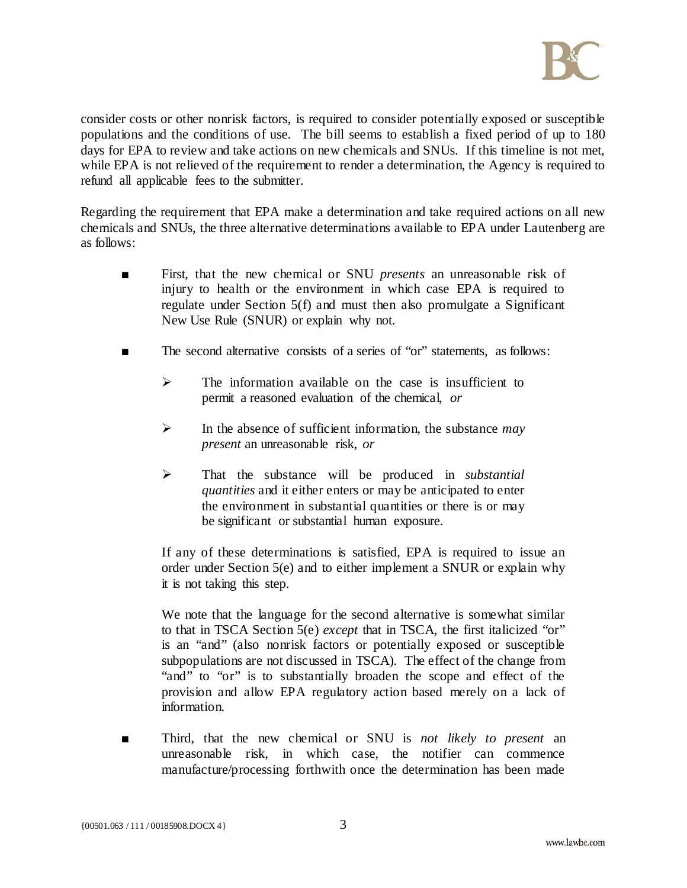consider costs or other nonrisk factors, is required to consider potentially exposed or susceptible populations and the conditions of use. The bill seems to establish a fixed period of up to 180 days for EPA to review and take actions on new chemicals and SNUs. If this timeline is not met, while EPA is not relieved of the requirement to render a determination, the Agency is required to refund all applicable fees to the submitter.

Regarding the requirement that EPA make a determination and take required actions on all new chemicals and SNUs, the three alternative determinations available to EPA under Lautenberg are as follows:

- First, that the new chemical or SNU *presents* an unreasonable risk of injury to health or the environment in which case EPA is required to regulate under Section 5(f) and must then also promulgate a Significant New Use Rule (SNUR) or explain why not.

- The second alternative consists of a series of "or" statements, as follows:

    - The information available on the case is insufficient to permit a reasoned evaluation of the chemical, *or*

    - In the absence of sufficient information, the substance *may present* an unreasonable risk, *or*

    - That the substance will be produced in *substantial quantities* and it either enters or may be anticipated to enter the environment in substantial quantities or there is or may be significant or substantial human exposure.

  If any of these determinations is satisfied, EPA is required to issue an order under Section 5(e) and to either implement a SNUR or explain why it is not taking this step.

  We note that the language for the second alternative is somewhat similar to that in TSCA Section 5(e) *except* that in TSCA, the first italicized "or" is an "and" (also nonrisk factors or potentially exposed or susceptible subpopulations are not discussed in TSCA). The effect of the change from "and" to "or" is to substantially broaden the scope and effect of the provision and allow EPA regulatory action based merely on a lack of information.

- Third, that the new chemical or SNU is *not likely to present* an unreasonable risk, in which case, the notifier can commence manufacture/processing forthwith once the determination has been made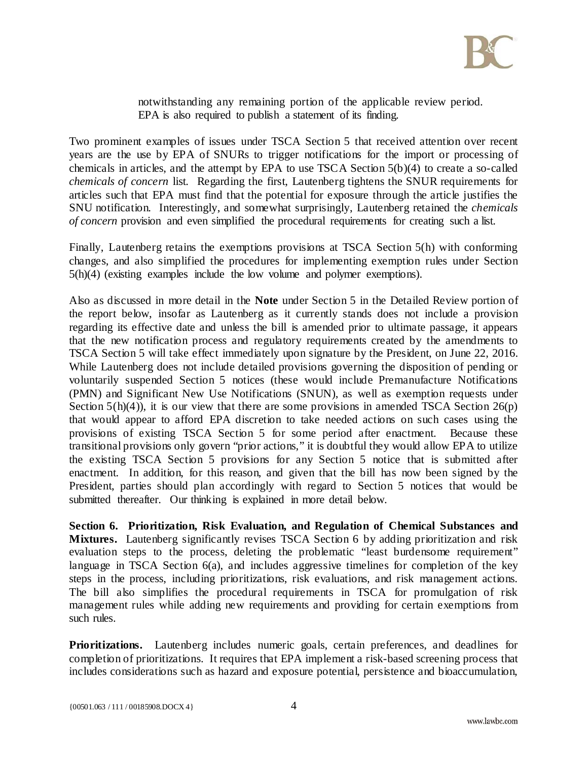notwithstanding any remaining portion of the applicable review period. EPA is also required to publish a statement of its finding.

Two prominent examples of issues under TSCA Section 5 that received attention over recent years are the use by EPA of SNURs to trigger notifications for the import or processing of chemicals in articles, and the attempt by EPA to use TSCA Section 5(b)(4) to create a so-called *chemicals of concern* list. Regarding the first, Lautenberg tightens the SNUR requirements for articles such that EPA must find that the potential for exposure through the article justifies the SNU notification. Interestingly, and somewhat surprisingly, Lautenberg retained the *chemicals of concern* provision and even simplified the procedural requirements for creating such a list.

Finally, Lautenberg retains the exemptions provisions at TSCA Section 5(h) with conforming changes, and also simplified the procedures for implementing exemption rules under Section 5(h)(4) (existing examples include the low volume and polymer exemptions).

Also as discussed in more detail in the **Note** under Section 5 in the Detailed Review portion of the report below, insofar as Lautenberg as it currently stands does not include a provision regarding its effective date and unless the bill is amended prior to ultimate passage, it appears that the new notification process and regulatory requirements created by the amendments to TSCA Section 5 will take effect immediately upon signature by the President, on June 22, 2016. While Lautenberg does not include detailed provisions governing the disposition of pending or voluntarily suspended Section 5 notices (these would include Premanufacture Notifications (PMN) and Significant New Use Notifications (SNUN), as well as exemption requests under Section 5(h)(4)), it is our view that there are some provisions in amended TSCA Section 26(p) that would appear to afford EPA discretion to take needed actions on such cases using the provisions of existing TSCA Section 5 for some period after enactment. Because these transitional provisions only govern "prior actions," it is doubtful they would allow EPA to utilize the existing TSCA Section 5 provisions for any Section 5 notice that is submitted after enactment. In addition, for this reason, and given that the bill has now been signed by the President, parties should plan accordingly with regard to Section 5 notices that would be submitted thereafter. Our thinking is explained in more detail below.

**Section 6. Prioritization, Risk Evaluation, and Regulation of Chemical Substances and Mixtures.** Lautenberg significantly revises TSCA Section 6 by adding prioritization and risk evaluation steps to the process, deleting the problematic "least burdensome requirement" language in TSCA Section 6(a), and includes aggressive timelines for completion of the key steps in the process, including prioritizations, risk evaluations, and risk management actions. The bill also simplifies the procedural requirements in TSCA for promulgation of risk management rules while adding new requirements and providing for certain exemptions from such rules.

**Prioritizations.** Lautenberg includes numeric goals, certain preferences, and deadlines for completion of prioritizations. It requires that EPA implement a risk-based screening process that includes considerations such as hazard and exposure potential, persistence and bioaccumulation,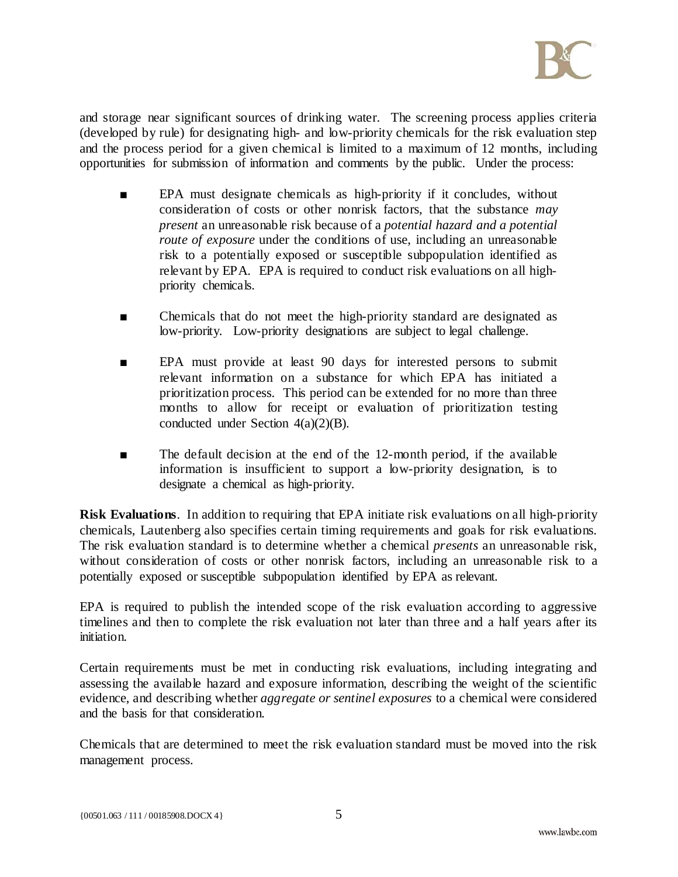and storage near significant sources of drinking water. The screening process applies criteria (developed by rule) for designating high- and low-priority chemicals for the risk evaluation step and the process period for a given chemical is limited to a maximum of 12 months, including opportunities for submission of information and comments by the public. Under the process:

- EPA must designate chemicals as high-priority if it concludes, without consideration of costs or other nonrisk factors, that the substance *may present* an unreasonable risk because of a *potential hazard and a potential route of exposure* under the conditions of use, including an unreasonable risk to a potentially exposed or susceptible subpopulation identified as relevant by EPA. EPA is required to conduct risk evaluations on all high-priority chemicals.
- Chemicals that do not meet the high-priority standard are designated as low-priority. Low-priority designations are subject to legal challenge.
- EPA must provide at least 90 days for interested persons to submit relevant information on a substance for which EPA has initiated a prioritization process. This period can be extended for no more than three months to allow for receipt or evaluation of prioritization testing conducted under Section 4(a)(2)(B).
- The default decision at the end of the 12-month period, if the available information is insufficient to support a low-priority designation, is to designate a chemical as high-priority.

**Risk Evaluations**. In addition to requiring that EPA initiate risk evaluations on all high-priority chemicals, Lautenberg also specifies certain timing requirements and goals for risk evaluations. The risk evaluation standard is to determine whether a chemical *presents* an unreasonable risk, without consideration of costs or other nonrisk factors, including an unreasonable risk to a potentially exposed or susceptible subpopulation identified by EPA as relevant.

EPA is required to publish the intended scope of the risk evaluation according to aggressive timelines and then to complete the risk evaluation not later than three and a half years after its initiation.

Certain requirements must be met in conducting risk evaluations, including integrating and assessing the available hazard and exposure information, describing the weight of the scientific evidence, and describing whether *aggregate or sentinel exposures* to a chemical were considered and the basis for that consideration.

Chemicals that are determined to meet the risk evaluation standard must be moved into the risk management process.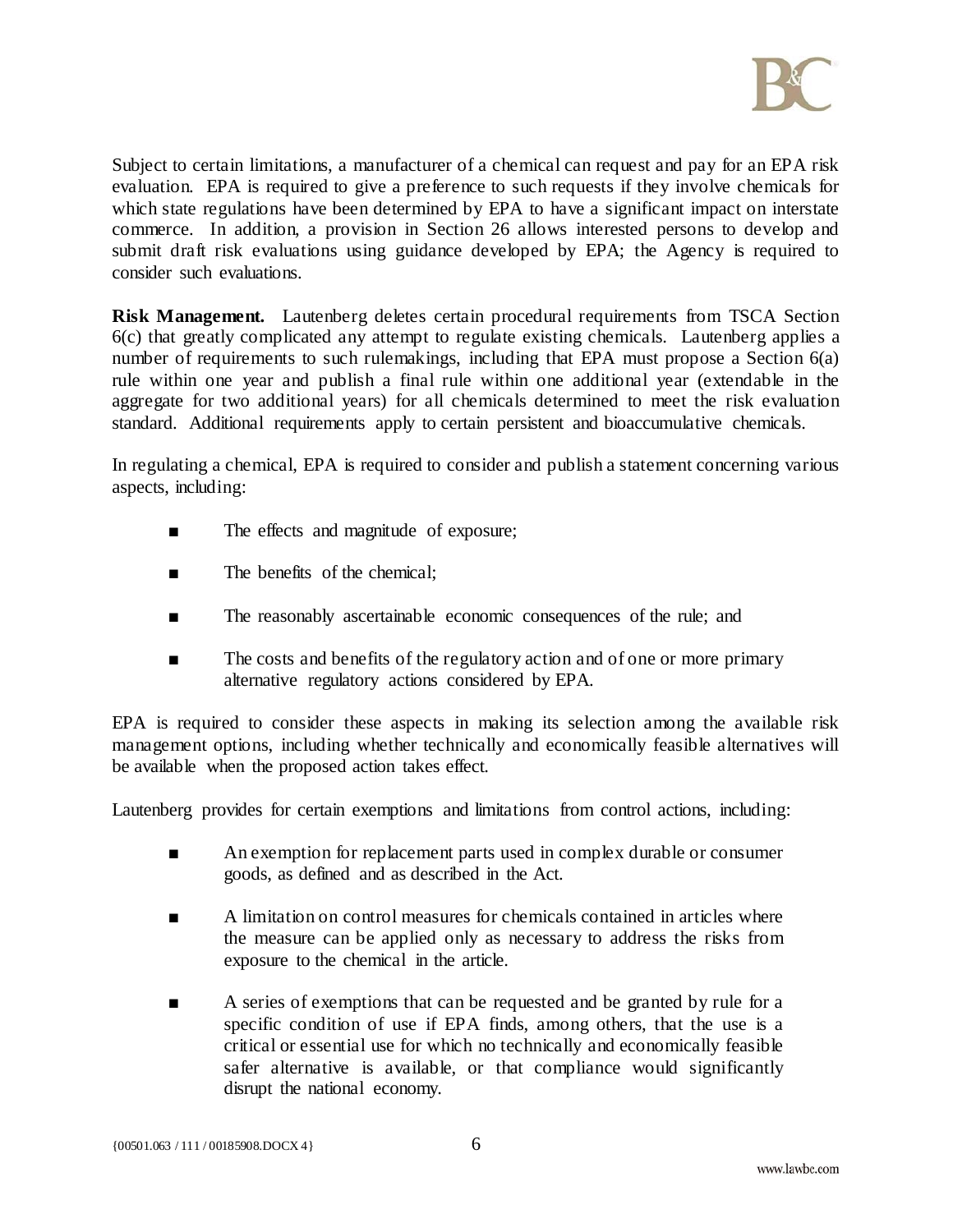Subject to certain limitations, a manufacturer of a chemical can request and pay for an EPA risk evaluation. EPA is required to give a preference to such requests if they involve chemicals for which state regulations have been determined by EPA to have a significant impact on interstate commerce. In addition, a provision in Section 26 allows interested persons to develop and submit draft risk evaluations using guidance developed by EPA; the Agency is required to consider such evaluations.

**Risk Management.** Lautenberg deletes certain procedural requirements from TSCA Section 6(c) that greatly complicated any attempt to regulate existing chemicals. Lautenberg applies a number of requirements to such rulemakings, including that EPA must propose a Section 6(a) rule within one year and publish a final rule within one additional year (extendable in the aggregate for two additional years) for all chemicals determined to meet the risk evaluation standard. Additional requirements apply to certain persistent and bioaccumulative chemicals.

In regulating a chemical, EPA is required to consider and publish a statement concerning various aspects, including:

- The effects and magnitude of exposure;
- The benefits of the chemical;
- The reasonably ascertainable economic consequences of the rule; and
- The costs and benefits of the regulatory action and of one or more primary alternative regulatory actions considered by EPA.

EPA is required to consider these aspects in making its selection among the available risk management options, including whether technically and economically feasible alternatives will be available when the proposed action takes effect.

Lautenberg provides for certain exemptions and limitations from control actions, including:

- An exemption for replacement parts used in complex durable or consumer goods, as defined and as described in the Act.
- A limitation on control measures for chemicals contained in articles where the measure can be applied only as necessary to address the risks from exposure to the chemical in the article.
- A series of exemptions that can be requested and be granted by rule for a specific condition of use if EPA finds, among others, that the use is a critical or essential use for which no technically and economically feasible safer alternative is available, or that compliance would significantly disrupt the national economy.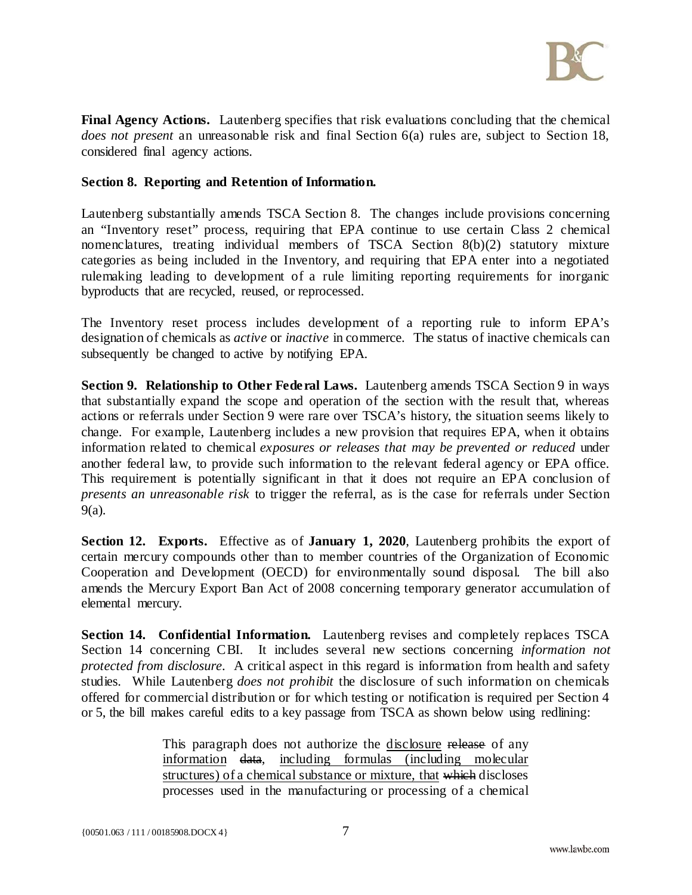**Final Agency Actions.** Lautenberg specifies that risk evaluations concluding that the chemical *does not present* an unreasonable risk and final Section 6(a) rules are, subject to Section 18, considered final agency actions.

**Section 8. Reporting and Retention of Information.**

Lautenberg substantially amends TSCA Section 8. The changes include provisions concerning an "Inventory reset" process, requiring that EPA continue to use certain Class 2 chemical nomenclatures, treating individual members of TSCA Section 8(b)(2) statutory mixture categories as being included in the Inventory, and requiring that EPA enter into a negotiated rulemaking leading to development of a rule limiting reporting requirements for inorganic byproducts that are recycled, reused, or reprocessed.

The Inventory reset process includes development of a reporting rule to inform EPA's designation of chemicals as *active* or *inactive* in commerce. The status of inactive chemicals can subsequently be changed to active by notifying EPA.

**Section 9. Relationship to Other Federal Laws.** Lautenberg amends TSCA Section 9 in ways that substantially expand the scope and operation of the section with the result that, whereas actions or referrals under Section 9 were rare over TSCA's history, the situation seems likely to change. For example, Lautenberg includes a new provision that requires EPA, when it obtains information related to chemical *exposures or releases that may be prevented or reduced* under another federal law, to provide such information to the relevant federal agency or EPA office. This requirement is potentially significant in that it does not require an EPA conclusion of *presents an unreasonable risk* to trigger the referral, as is the case for referrals under Section 9(a).

**Section 12. Exports.** Effective as of **January 1, 2020**, Lautenberg prohibits the export of certain mercury compounds other than to member countries of the Organization of Economic Cooperation and Development (OECD) for environmentally sound disposal. The bill also amends the Mercury Export Ban Act of 2008 concerning temporary generator accumulation of elemental mercury.

**Section 14. Confidential Information.** Lautenberg revises and completely replaces TSCA Section 14 concerning CBI. It includes several new sections concerning *information not protected from disclosure*. A critical aspect in this regard is information from health and safety studies. While Lautenberg *does not prohibit* the disclosure of such information on chemicals offered for commercial distribution or for which testing or notification is required per Section 4 or 5, the bill makes careful edits to a key passage from TSCA as shown below using redlining:

> This paragraph does not authorize the <u>disclosure</u> ~~release~~ of any <u>information</u> ~~data~~, <u>including formulas (including molecular structures) of a chemical substance or mixture, that</u> ~~which~~ discloses processes used in the manufacturing or processing of a chemical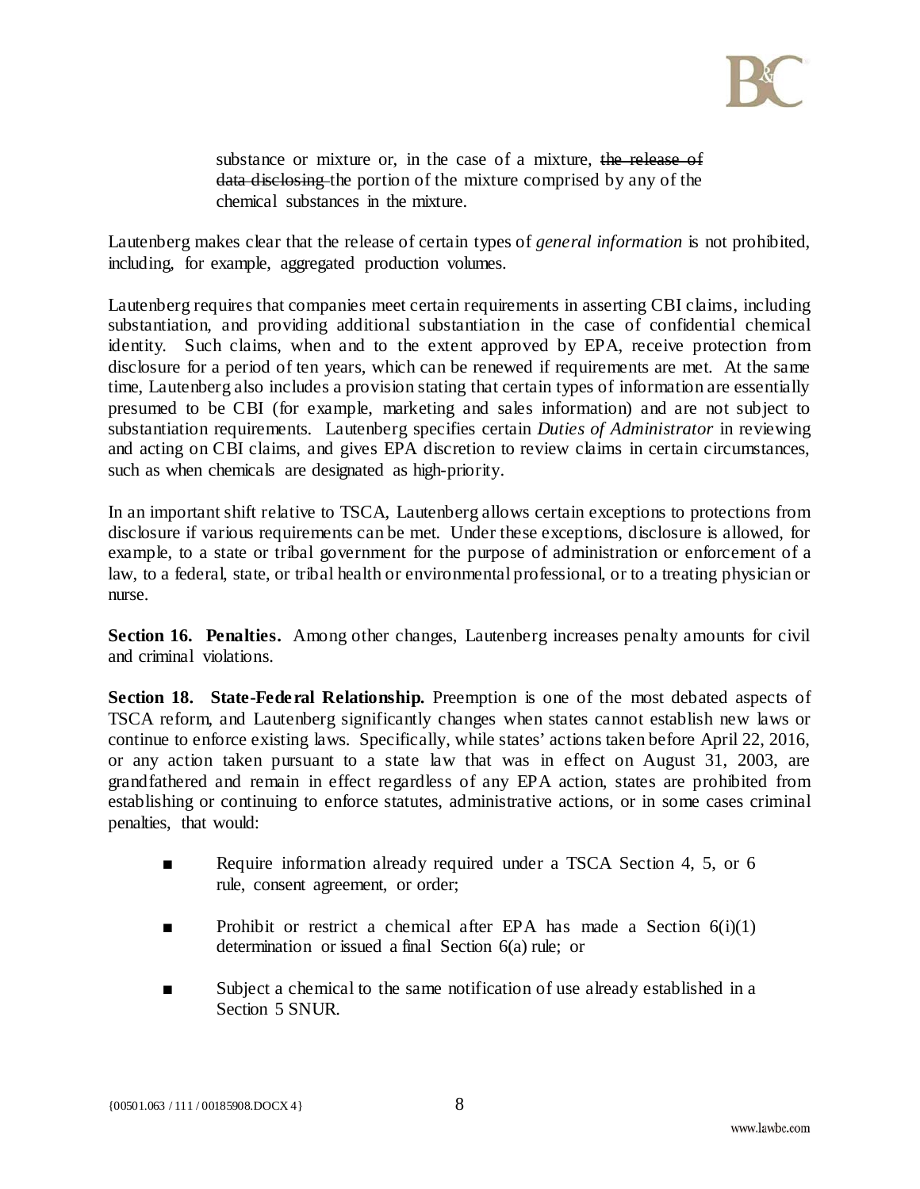substance or mixture or, in the case of a mixture, ~~the release of data disclosing~~ the portion of the mixture comprised by any of the chemical substances in the mixture.

Lautenberg makes clear that the release of certain types of *general information* is not prohibited, including, for example, aggregated production volumes.

Lautenberg requires that companies meet certain requirements in asserting CBI claims, including substantiation, and providing additional substantiation in the case of confidential chemical identity. Such claims, when and to the extent approved by EPA, receive protection from disclosure for a period of ten years, which can be renewed if requirements are met. At the same time, Lautenberg also includes a provision stating that certain types of information are essentially presumed to be CBI (for example, marketing and sales information) and are not subject to substantiation requirements. Lautenberg specifies certain *Duties of Administrator* in reviewing and acting on CBI claims, and gives EPA discretion to review claims in certain circumstances, such as when chemicals are designated as high-priority.

In an important shift relative to TSCA, Lautenberg allows certain exceptions to protections from disclosure if various requirements can be met. Under these exceptions, disclosure is allowed, for example, to a state or tribal government for the purpose of administration or enforcement of a law, to a federal, state, or tribal health or environmental professional, or to a treating physician or nurse.

**Section 16. Penalties.** Among other changes, Lautenberg increases penalty amounts for civil and criminal violations.

**Section 18. State-Federal Relationship.** Preemption is one of the most debated aspects of TSCA reform, and Lautenberg significantly changes when states cannot establish new laws or continue to enforce existing laws. Specifically, while states' actions taken before April 22, 2016, or any action taken pursuant to a state law that was in effect on August 31, 2003, are grandfathered and remain in effect regardless of any EPA action, states are prohibited from establishing or continuing to enforce statutes, administrative actions, or in some cases criminal penalties, that would:

- Require information already required under a TSCA Section 4, 5, or 6 rule, consent agreement, or order;
- Prohibit or restrict a chemical after EPA has made a Section 6(i)(1) determination or issued a final Section 6(a) rule; or
- Subject a chemical to the same notification of use already established in a Section 5 SNUR.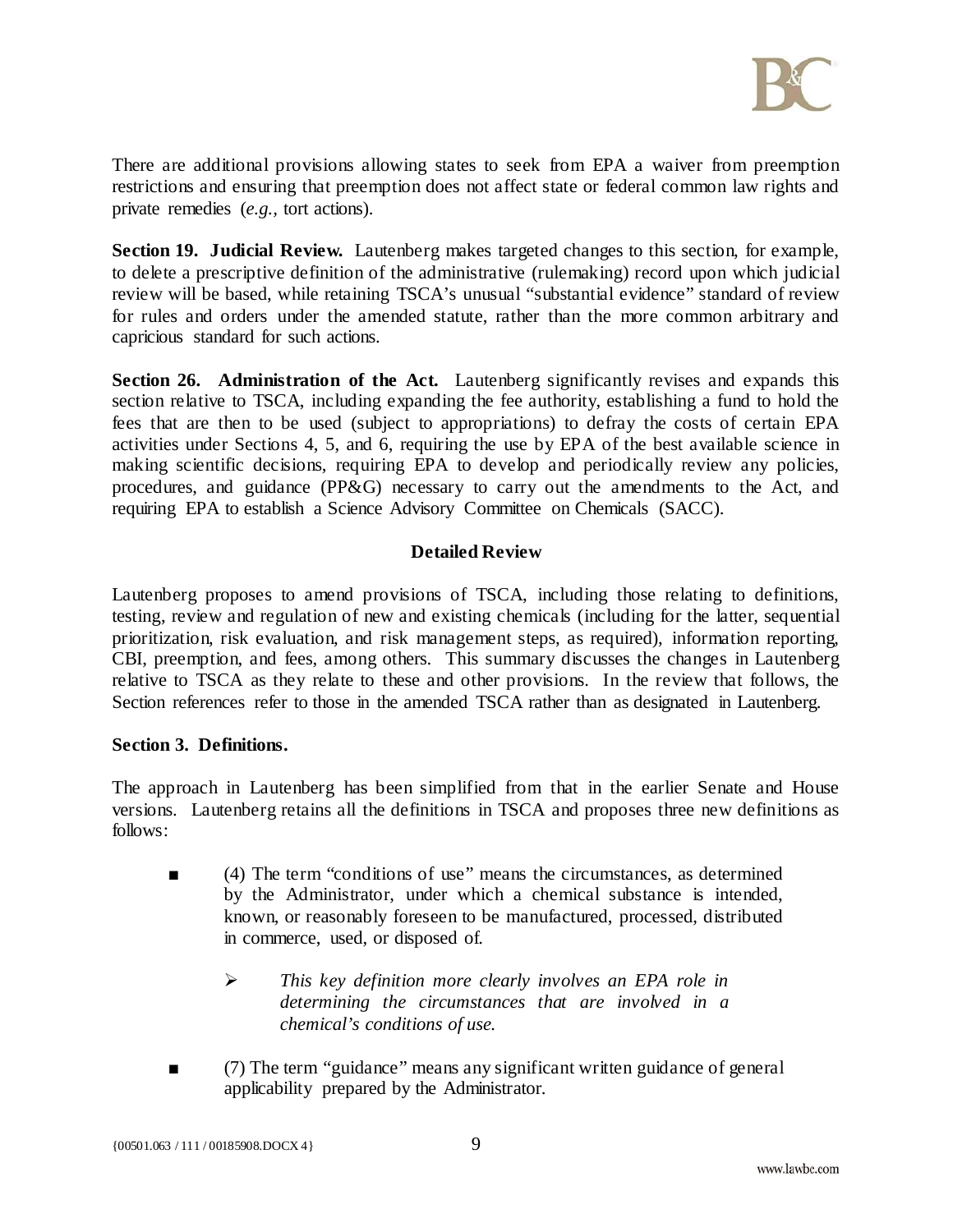There are additional provisions allowing states to seek from EPA a waiver from preemption restrictions and ensuring that preemption does not affect state or federal common law rights and private remedies (*e.g.*, tort actions).

**Section 19. Judicial Review.** Lautenberg makes targeted changes to this section, for example, to delete a prescriptive definition of the administrative (rulemaking) record upon which judicial review will be based, while retaining TSCA's unusual "substantial evidence" standard of review for rules and orders under the amended statute, rather than the more common arbitrary and capricious standard for such actions.

**Section 26. Administration of the Act.** Lautenberg significantly revises and expands this section relative to TSCA, including expanding the fee authority, establishing a fund to hold the fees that are then to be used (subject to appropriations) to defray the costs of certain EPA activities under Sections 4, 5, and 6, requiring the use by EPA of the best available science in making scientific decisions, requiring EPA to develop and periodically review any policies, procedures, and guidance (PP&G) necessary to carry out the amendments to the Act, and requiring EPA to establish a Science Advisory Committee on Chemicals (SACC).

## Detailed Review

Lautenberg proposes to amend provisions of TSCA, including those relating to definitions, testing, review and regulation of new and existing chemicals (including for the latter, sequential prioritization, risk evaluation, and risk management steps, as required), information reporting, CBI, preemption, and fees, among others. This summary discusses the changes in Lautenberg relative to TSCA as they relate to these and other provisions. In the review that follows, the Section references refer to those in the amended TSCA rather than as designated in Lautenberg.

### Section 3. Definitions.

The approach in Lautenberg has been simplified from that in the earlier Senate and House versions. Lautenberg retains all the definitions in TSCA and proposes three new definitions as follows:

- (4) The term "conditions of use" means the circumstances, as determined by the Administrator, under which a chemical substance is intended, known, or reasonably foreseen to be manufactured, processed, distributed in commerce, used, or disposed of.

  - *This key definition more clearly involves an EPA role in determining the circumstances that are involved in a chemical's conditions of use.*

- (7) The term "guidance" means any significant written guidance of general applicability prepared by the Administrator.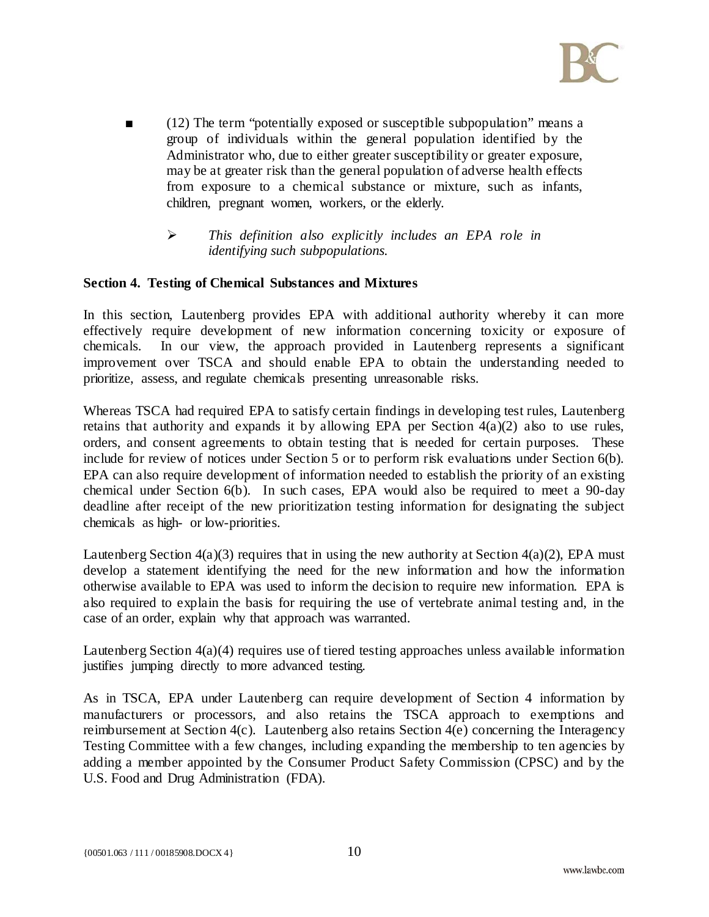- (12) The term "potentially exposed or susceptible subpopulation" means a group of individuals within the general population identified by the Administrator who, due to either greater susceptibility or greater exposure, may be at greater risk than the general population of adverse health effects from exposure to a chemical substance or mixture, such as infants, children, pregnant women, workers, or the elderly.

  - *This definition also explicitly includes an EPA role in identifying such subpopulations.*

**Section 4. Testing of Chemical Substances and Mixtures**

In this section, Lautenberg provides EPA with additional authority whereby it can more effectively require development of new information concerning toxicity or exposure of chemicals. In our view, the approach provided in Lautenberg represents a significant improvement over TSCA and should enable EPA to obtain the understanding needed to prioritize, assess, and regulate chemicals presenting unreasonable risks.

Whereas TSCA had required EPA to satisfy certain findings in developing test rules, Lautenberg retains that authority and expands it by allowing EPA per Section 4(a)(2) also to use rules, orders, and consent agreements to obtain testing that is needed for certain purposes. These include for review of notices under Section 5 or to perform risk evaluations under Section 6(b). EPA can also require development of information needed to establish the priority of an existing chemical under Section 6(b). In such cases, EPA would also be required to meet a 90-day deadline after receipt of the new prioritization testing information for designating the subject chemicals as high- or low-priorities.

Lautenberg Section 4(a)(3) requires that in using the new authority at Section 4(a)(2), EPA must develop a statement identifying the need for the new information and how the information otherwise available to EPA was used to inform the decision to require new information. EPA is also required to explain the basis for requiring the use of vertebrate animal testing and, in the case of an order, explain why that approach was warranted.

Lautenberg Section 4(a)(4) requires use of tiered testing approaches unless available information justifies jumping directly to more advanced testing.

As in TSCA, EPA under Lautenberg can require development of Section 4 information by manufacturers or processors, and also retains the TSCA approach to exemptions and reimbursement at Section 4(c). Lautenberg also retains Section 4(e) concerning the Interagency Testing Committee with a few changes, including expanding the membership to ten agencies by adding a member appointed by the Consumer Product Safety Commission (CPSC) and by the U.S. Food and Drug Administration (FDA).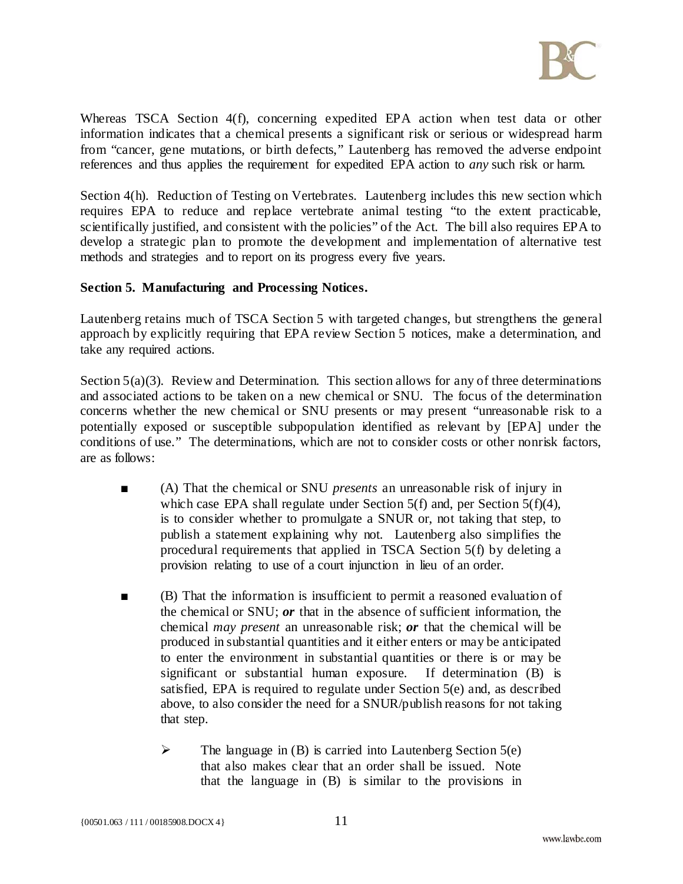Whereas TSCA Section 4(f), concerning expedited EPA action when test data or other information indicates that a chemical presents a significant risk or serious or widespread harm from "cancer, gene mutations, or birth defects," Lautenberg has removed the adverse endpoint references and thus applies the requirement for expedited EPA action to *any* such risk or harm.

Section 4(h). Reduction of Testing on Vertebrates. Lautenberg includes this new section which requires EPA to reduce and replace vertebrate animal testing "to the extent practicable, scientifically justified, and consistent with the policies" of the Act. The bill also requires EPA to develop a strategic plan to promote the development and implementation of alternative test methods and strategies and to report on its progress every five years.

**Section 5. Manufacturing and Processing Notices.**

Lautenberg retains much of TSCA Section 5 with targeted changes, but strengthens the general approach by explicitly requiring that EPA review Section 5 notices, make a determination, and take any required actions.

Section 5(a)(3). Review and Determination. This section allows for any of three determinations and associated actions to be taken on a new chemical or SNU. The focus of the determination concerns whether the new chemical or SNU presents or may present "unreasonable risk to a potentially exposed or susceptible subpopulation identified as relevant by [EPA] under the conditions of use." The determinations, which are not to consider costs or other nonrisk factors, are as follows:

- (A) That the chemical or SNU *presents* an unreasonable risk of injury in which case EPA shall regulate under Section 5(f) and, per Section 5(f)(4), is to consider whether to promulgate a SNUR or, not taking that step, to publish a statement explaining why not. Lautenberg also simplifies the procedural requirements that applied in TSCA Section 5(f) by deleting a provision relating to use of a court injunction in lieu of an order.

- (B) That the information is insufficient to permit a reasoned evaluation of the chemical or SNU; ***or*** that in the absence of sufficient information, the chemical *may present* an unreasonable risk; ***or*** that the chemical will be produced in substantial quantities and it either enters or may be anticipated to enter the environment in substantial quantities or there is or may be significant or substantial human exposure. If determination (B) is satisfied, EPA is required to regulate under Section 5(e) and, as described above, to also consider the need for a SNUR/publish reasons for not taking that step.

  - The language in (B) is carried into Lautenberg Section 5(e) that also makes clear that an order shall be issued. Note that the language in (B) is similar to the provisions in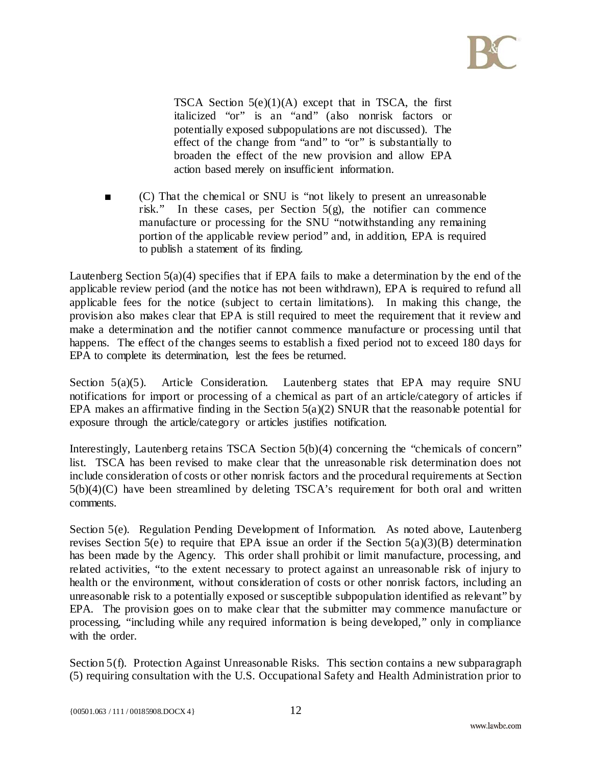TSCA Section 5(e)(1)(A) except that in TSCA, the first italicized "or" is an "and" (also nonrisk factors or potentially exposed subpopulations are not discussed). The effect of the change from "and" to "or" is substantially to broaden the effect of the new provision and allow EPA action based merely on insufficient information.

- (C) That the chemical or SNU is "not likely to present an unreasonable risk." In these cases, per Section 5(g), the notifier can commence manufacture or processing for the SNU "notwithstanding any remaining portion of the applicable review period" and, in addition, EPA is required to publish a statement of its finding.

Lautenberg Section 5(a)(4) specifies that if EPA fails to make a determination by the end of the applicable review period (and the notice has not been withdrawn), EPA is required to refund all applicable fees for the notice (subject to certain limitations). In making this change, the provision also makes clear that EPA is still required to meet the requirement that it review and make a determination and the notifier cannot commence manufacture or processing until that happens. The effect of the changes seems to establish a fixed period not to exceed 180 days for EPA to complete its determination, lest the fees be returned.

Section 5(a)(5). Article Consideration. Lautenberg states that EPA may require SNU notifications for import or processing of a chemical as part of an article/category of articles if EPA makes an affirmative finding in the Section 5(a)(2) SNUR that the reasonable potential for exposure through the article/category or articles justifies notification.

Interestingly, Lautenberg retains TSCA Section 5(b)(4) concerning the "chemicals of concern" list. TSCA has been revised to make clear that the unreasonable risk determination does not include consideration of costs or other nonrisk factors and the procedural requirements at Section 5(b)(4)(C) have been streamlined by deleting TSCA's requirement for both oral and written comments.

Section 5(e). Regulation Pending Development of Information. As noted above, Lautenberg revises Section 5(e) to require that EPA issue an order if the Section 5(a)(3)(B) determination has been made by the Agency. This order shall prohibit or limit manufacture, processing, and related activities, "to the extent necessary to protect against an unreasonable risk of injury to health or the environment, without consideration of costs or other nonrisk factors, including an unreasonable risk to a potentially exposed or susceptible subpopulation identified as relevant" by EPA. The provision goes on to make clear that the submitter may commence manufacture or processing, "including while any required information is being developed," only in compliance with the order.

Section 5(f). Protection Against Unreasonable Risks. This section contains a new subparagraph (5) requiring consultation with the U.S. Occupational Safety and Health Administration prior to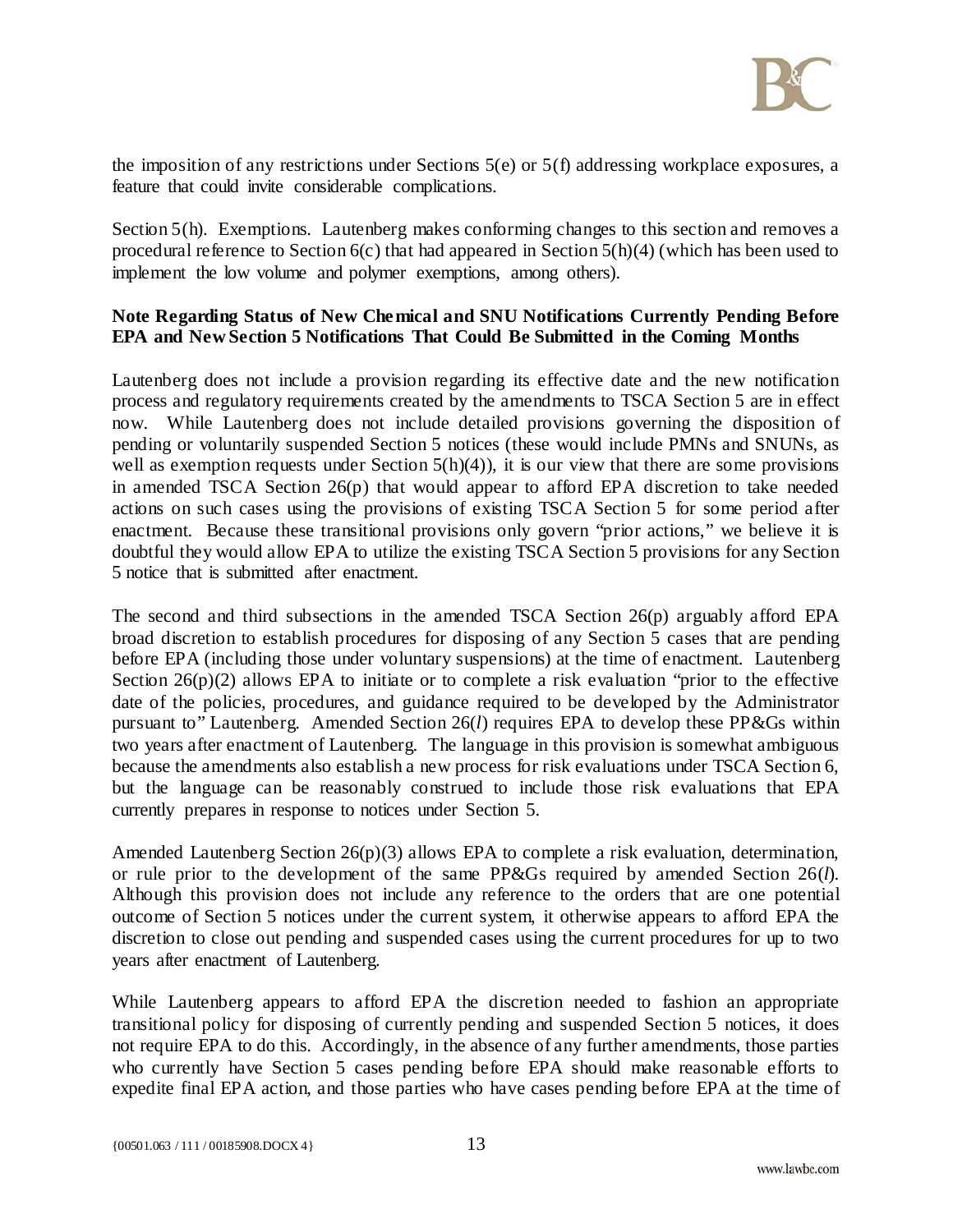the imposition of any restrictions under Sections 5(e) or 5(f) addressing workplace exposures, a feature that could invite considerable complications.

Section 5(h). Exemptions. Lautenberg makes conforming changes to this section and removes a procedural reference to Section 6(c) that had appeared in Section 5(h)(4) (which has been used to implement the low volume and polymer exemptions, among others).

**Note Regarding Status of New Chemical and SNU Notifications Currently Pending Before EPA and New Section 5 Notifications That Could Be Submitted in the Coming Months**

Lautenberg does not include a provision regarding its effective date and the new notification process and regulatory requirements created by the amendments to TSCA Section 5 are in effect now. While Lautenberg does not include detailed provisions governing the disposition of pending or voluntarily suspended Section 5 notices (these would include PMNs and SNUNs, as well as exemption requests under Section 5(h)(4)), it is our view that there are some provisions in amended TSCA Section 26(p) that would appear to afford EPA discretion to take needed actions on such cases using the provisions of existing TSCA Section 5 for some period after enactment. Because these transitional provisions only govern "prior actions," we believe it is doubtful they would allow EPA to utilize the existing TSCA Section 5 provisions for any Section 5 notice that is submitted after enactment.

The second and third subsections in the amended TSCA Section 26(p) arguably afford EPA broad discretion to establish procedures for disposing of any Section 5 cases that are pending before EPA (including those under voluntary suspensions) at the time of enactment. Lautenberg Section 26(p)(2) allows EPA to initiate or to complete a risk evaluation "prior to the effective date of the policies, procedures, and guidance required to be developed by the Administrator pursuant to" Lautenberg. Amended Section 26(*l*) requires EPA to develop these PP&Gs within two years after enactment of Lautenberg. The language in this provision is somewhat ambiguous because the amendments also establish a new process for risk evaluations under TSCA Section 6, but the language can be reasonably construed to include those risk evaluations that EPA currently prepares in response to notices under Section 5.

Amended Lautenberg Section 26(p)(3) allows EPA to complete a risk evaluation, determination, or rule prior to the development of the same PP&Gs required by amended Section 26(*l*). Although this provision does not include any reference to the orders that are one potential outcome of Section 5 notices under the current system, it otherwise appears to afford EPA the discretion to close out pending and suspended cases using the current procedures for up to two years after enactment of Lautenberg.

While Lautenberg appears to afford EPA the discretion needed to fashion an appropriate transitional policy for disposing of currently pending and suspended Section 5 notices, it does not require EPA to do this. Accordingly, in the absence of any further amendments, those parties who currently have Section 5 cases pending before EPA should make reasonable efforts to expedite final EPA action, and those parties who have cases pending before EPA at the time of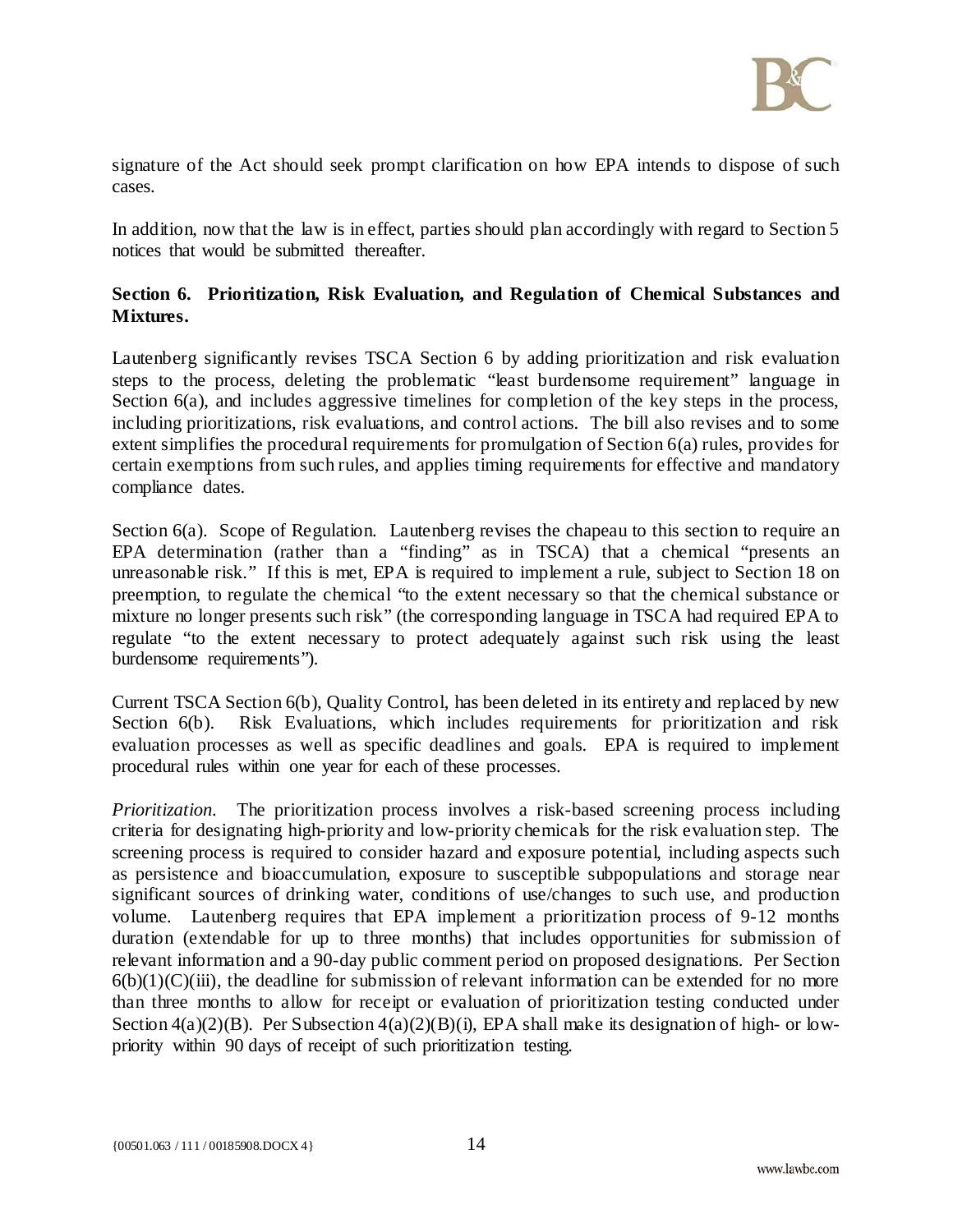signature of the Act should seek prompt clarification on how EPA intends to dispose of such cases.

In addition, now that the law is in effect, parties should plan accordingly with regard to Section 5 notices that would be submitted thereafter.

**Section 6. Prioritization, Risk Evaluation, and Regulation of Chemical Substances and Mixtures.**

Lautenberg significantly revises TSCA Section 6 by adding prioritization and risk evaluation steps to the process, deleting the problematic "least burdensome requirement" language in Section 6(a), and includes aggressive timelines for completion of the key steps in the process, including prioritizations, risk evaluations, and control actions. The bill also revises and to some extent simplifies the procedural requirements for promulgation of Section 6(a) rules, provides for certain exemptions from such rules, and applies timing requirements for effective and mandatory compliance dates.

Section 6(a). Scope of Regulation. Lautenberg revises the chapeau to this section to require an EPA determination (rather than a "finding" as in TSCA) that a chemical "presents an unreasonable risk." If this is met, EPA is required to implement a rule, subject to Section 18 on preemption, to regulate the chemical "to the extent necessary so that the chemical substance or mixture no longer presents such risk" (the corresponding language in TSCA had required EPA to regulate "to the extent necessary to protect adequately against such risk using the least burdensome requirements").

Current TSCA Section 6(b), Quality Control, has been deleted in its entirety and replaced by new Section 6(b). Risk Evaluations, which includes requirements for prioritization and risk evaluation processes as well as specific deadlines and goals. EPA is required to implement procedural rules within one year for each of these processes.

*Prioritization*. The prioritization process involves a risk-based screening process including criteria for designating high-priority and low-priority chemicals for the risk evaluation step. The screening process is required to consider hazard and exposure potential, including aspects such as persistence and bioaccumulation, exposure to susceptible subpopulations and storage near significant sources of drinking water, conditions of use/changes to such use, and production volume. Lautenberg requires that EPA implement a prioritization process of 9-12 months duration (extendable for up to three months) that includes opportunities for submission of relevant information and a 90-day public comment period on proposed designations. Per Section 6(b)(1)(C)(iii), the deadline for submission of relevant information can be extended for no more than three months to allow for receipt or evaluation of prioritization testing conducted under Section 4(a)(2)(B). Per Subsection 4(a)(2)(B)(i), EPA shall make its designation of high- or low-priority within 90 days of receipt of such prioritization testing.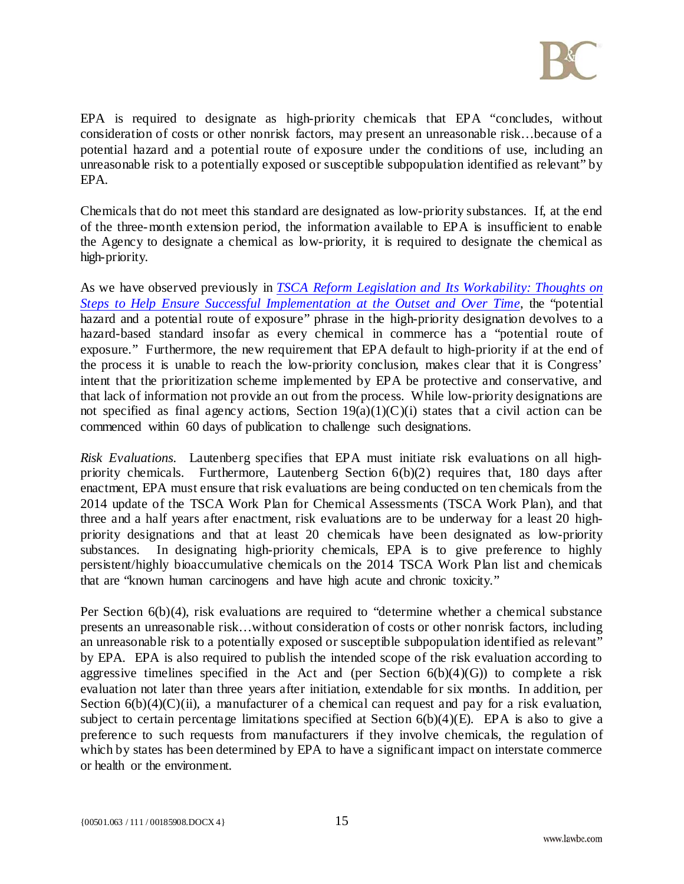EPA is required to designate as high-priority chemicals that EPA "concludes, without consideration of costs or other nonrisk factors, may present an unreasonable risk…because of a potential hazard and a potential route of exposure under the conditions of use, including an unreasonable risk to a potentially exposed or susceptible subpopulation identified as relevant" by EPA.

Chemicals that do not meet this standard are designated as low-priority substances. If, at the end of the three-month extension period, the information available to EPA is insufficient to enable the Agency to designate a chemical as low-priority, it is required to designate the chemical as high-priority.

As we have observed previously in *TSCA Reform Legislation and Its Workability: Thoughts on Steps to Help Ensure Successful Implementation at the Outset and Over Time*, the "potential hazard and a potential route of exposure" phrase in the high-priority designation devolves to a hazard-based standard insofar as every chemical in commerce has a "potential route of exposure." Furthermore, the new requirement that EPA default to high-priority if at the end of the process it is unable to reach the low-priority conclusion, makes clear that it is Congress' intent that the prioritization scheme implemented by EPA be protective and conservative, and that lack of information not provide an out from the process. While low-priority designations are not specified as final agency actions, Section 19(a)(1)(C)(i) states that a civil action can be commenced within 60 days of publication to challenge such designations.

*Risk Evaluations.* Lautenberg specifies that EPA must initiate risk evaluations on all high-priority chemicals. Furthermore, Lautenberg Section 6(b)(2) requires that, 180 days after enactment, EPA must ensure that risk evaluations are being conducted on ten chemicals from the 2014 update of the TSCA Work Plan for Chemical Assessments (TSCA Work Plan), and that three and a half years after enactment, risk evaluations are to be underway for a least 20 high-priority designations and that at least 20 chemicals have been designated as low-priority substances. In designating high-priority chemicals, EPA is to give preference to highly persistent/highly bioaccumulative chemicals on the 2014 TSCA Work Plan list and chemicals that are "known human carcinogens and have high acute and chronic toxicity."

Per Section 6(b)(4), risk evaluations are required to "determine whether a chemical substance presents an unreasonable risk…without consideration of costs or other nonrisk factors, including an unreasonable risk to a potentially exposed or susceptible subpopulation identified as relevant" by EPA. EPA is also required to publish the intended scope of the risk evaluation according to aggressive timelines specified in the Act and (per Section 6(b)(4)(G)) to complete a risk evaluation not later than three years after initiation, extendable for six months. In addition, per Section 6(b)(4)(C)(ii), a manufacturer of a chemical can request and pay for a risk evaluation, subject to certain percentage limitations specified at Section 6(b)(4)(E). EPA is also to give a preference to such requests from manufacturers if they involve chemicals, the regulation of which by states has been determined by EPA to have a significant impact on interstate commerce or health or the environment.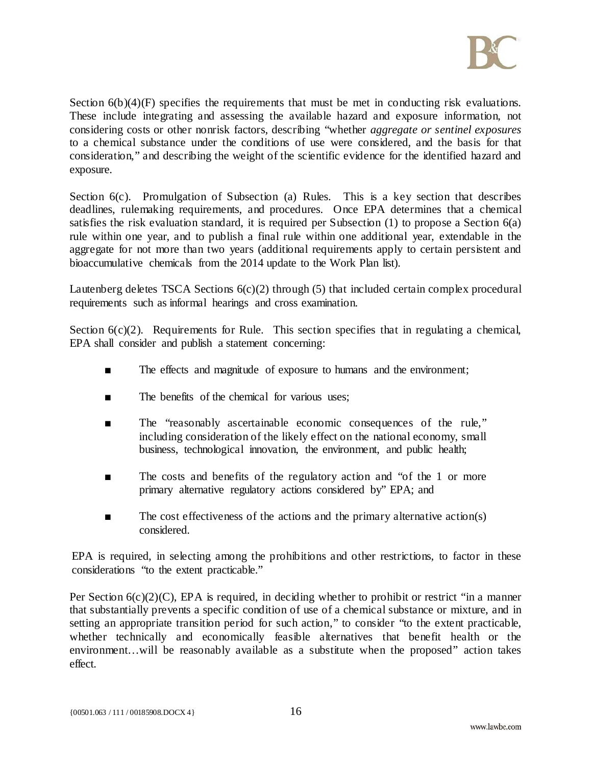Section 6(b)(4)(F) specifies the requirements that must be met in conducting risk evaluations. These include integrating and assessing the available hazard and exposure information, not considering costs or other nonrisk factors, describing "whether *aggregate or sentinel exposures* to a chemical substance under the conditions of use were considered, and the basis for that consideration," and describing the weight of the scientific evidence for the identified hazard and exposure.

Section 6(c). Promulgation of Subsection (a) Rules. This is a key section that describes deadlines, rulemaking requirements, and procedures. Once EPA determines that a chemical satisfies the risk evaluation standard, it is required per Subsection (1) to propose a Section 6(a) rule within one year, and to publish a final rule within one additional year, extendable in the aggregate for not more than two years (additional requirements apply to certain persistent and bioaccumulative chemicals from the 2014 update to the Work Plan list).

Lautenberg deletes TSCA Sections 6(c)(2) through (5) that included certain complex procedural requirements such as informal hearings and cross examination.

Section 6(c)(2). Requirements for Rule. This section specifies that in regulating a chemical, EPA shall consider and publish a statement concerning:

- The effects and magnitude of exposure to humans and the environment;
- The benefits of the chemical for various uses;
- The "reasonably ascertainable economic consequences of the rule," including consideration of the likely effect on the national economy, small business, technological innovation, the environment, and public health;
- The costs and benefits of the regulatory action and "of the 1 or more primary alternative regulatory actions considered by" EPA; and
- The cost effectiveness of the actions and the primary alternative action(s) considered.

EPA is required, in selecting among the prohibitions and other restrictions, to factor in these considerations "to the extent practicable."

Per Section 6(c)(2)(C), EPA is required, in deciding whether to prohibit or restrict "in a manner that substantially prevents a specific condition of use of a chemical substance or mixture, and in setting an appropriate transition period for such action," to consider "to the extent practicable, whether technically and economically feasible alternatives that benefit health or the environment…will be reasonably available as a substitute when the proposed" action takes effect.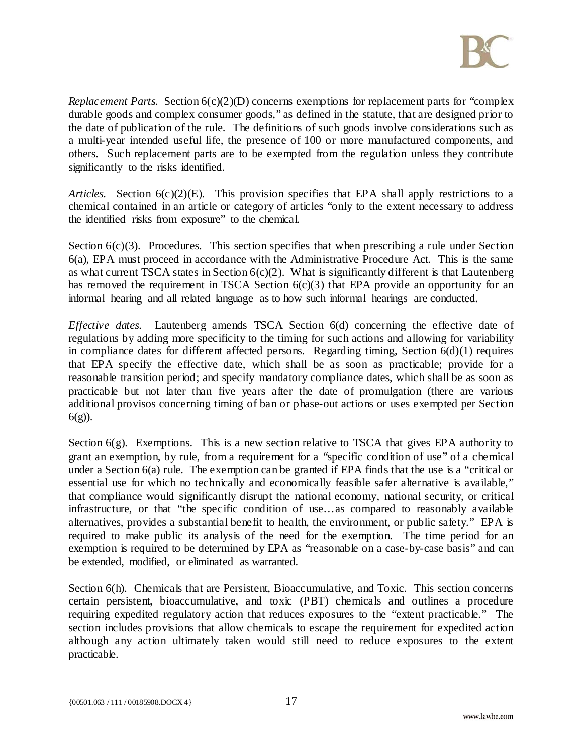*Replacement Parts.* Section 6(c)(2)(D) concerns exemptions for replacement parts for "complex durable goods and complex consumer goods," as defined in the statute, that are designed prior to the date of publication of the rule. The definitions of such goods involve considerations such as a multi-year intended useful life, the presence of 100 or more manufactured components, and others. Such replacement parts are to be exempted from the regulation unless they contribute significantly to the risks identified.

*Articles.* Section 6(c)(2)(E). This provision specifies that EPA shall apply restrictions to a chemical contained in an article or category of articles "only to the extent necessary to address the identified risks from exposure" to the chemical.

Section 6(c)(3). Procedures. This section specifies that when prescribing a rule under Section 6(a), EPA must proceed in accordance with the Administrative Procedure Act. This is the same as what current TSCA states in Section 6(c)(2). What is significantly different is that Lautenberg has removed the requirement in TSCA Section 6(c)(3) that EPA provide an opportunity for an informal hearing and all related language as to how such informal hearings are conducted.

*Effective dates.* Lautenberg amends TSCA Section 6(d) concerning the effective date of regulations by adding more specificity to the timing for such actions and allowing for variability in compliance dates for different affected persons. Regarding timing, Section 6(d)(1) requires that EPA specify the effective date, which shall be as soon as practicable; provide for a reasonable transition period; and specify mandatory compliance dates, which shall be as soon as practicable but not later than five years after the date of promulgation (there are various additional provisos concerning timing of ban or phase-out actions or uses exempted per Section 6(g)).

Section 6(g). Exemptions. This is a new section relative to TSCA that gives EPA authority to grant an exemption, by rule, from a requirement for a "specific condition of use" of a chemical under a Section 6(a) rule. The exemption can be granted if EPA finds that the use is a "critical or essential use for which no technically and economically feasible safer alternative is available," that compliance would significantly disrupt the national economy, national security, or critical infrastructure, or that "the specific condition of use…as compared to reasonably available alternatives, provides a substantial benefit to health, the environment, or public safety." EPA is required to make public its analysis of the need for the exemption. The time period for an exemption is required to be determined by EPA as "reasonable on a case-by-case basis" and can be extended, modified, or eliminated as warranted.

Section 6(h). Chemicals that are Persistent, Bioaccumulative, and Toxic. This section concerns certain persistent, bioaccumulative, and toxic (PBT) chemicals and outlines a procedure requiring expedited regulatory action that reduces exposures to the "extent practicable." The section includes provisions that allow chemicals to escape the requirement for expedited action although any action ultimately taken would still need to reduce exposures to the extent practicable.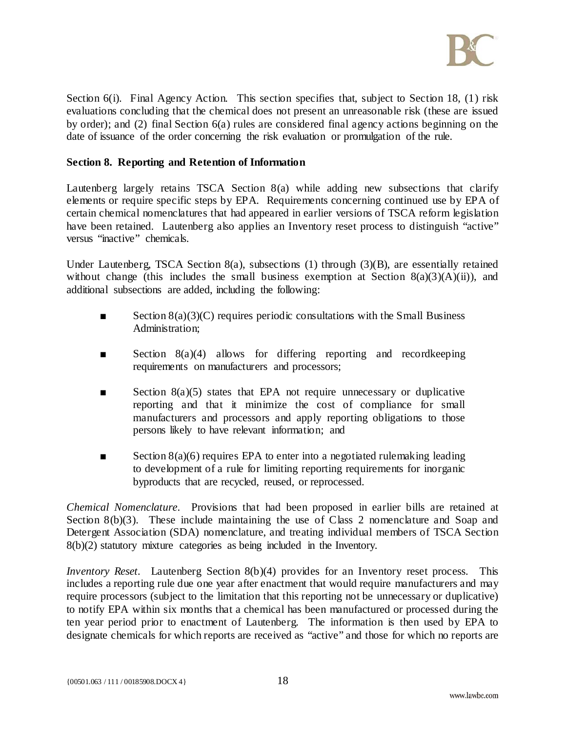Section 6(i). Final Agency Action. This section specifies that, subject to Section 18, (1) risk evaluations concluding that the chemical does not present an unreasonable risk (these are issued by order); and (2) final Section 6(a) rules are considered final agency actions beginning on the date of issuance of the order concerning the risk evaluation or promulgation of the rule.

**Section 8. Reporting and Retention of Information**

Lautenberg largely retains TSCA Section 8(a) while adding new subsections that clarify elements or require specific steps by EPA. Requirements concerning continued use by EPA of certain chemical nomenclatures that had appeared in earlier versions of TSCA reform legislation have been retained. Lautenberg also applies an Inventory reset process to distinguish "active" versus "inactive" chemicals.

Under Lautenberg, TSCA Section 8(a), subsections (1) through (3)(B), are essentially retained without change (this includes the small business exemption at Section 8(a)(3)(A)(ii)), and additional subsections are added, including the following:

- Section 8(a)(3)(C) requires periodic consultations with the Small Business Administration;
- Section 8(a)(4) allows for differing reporting and recordkeeping requirements on manufacturers and processors;
- Section 8(a)(5) states that EPA not require unnecessary or duplicative reporting and that it minimize the cost of compliance for small manufacturers and processors and apply reporting obligations to those persons likely to have relevant information; and
- Section 8(a)(6) requires EPA to enter into a negotiated rulemaking leading to development of a rule for limiting reporting requirements for inorganic byproducts that are recycled, reused, or reprocessed.

*Chemical Nomenclature*. Provisions that had been proposed in earlier bills are retained at Section 8(b)(3). These include maintaining the use of Class 2 nomenclature and Soap and Detergent Association (SDA) nomenclature, and treating individual members of TSCA Section 8(b)(2) statutory mixture categories as being included in the Inventory.

*Inventory Reset*. Lautenberg Section 8(b)(4) provides for an Inventory reset process. This includes a reporting rule due one year after enactment that would require manufacturers and may require processors (subject to the limitation that this reporting not be unnecessary or duplicative) to notify EPA within six months that a chemical has been manufactured or processed during the ten year period prior to enactment of Lautenberg. The information is then used by EPA to designate chemicals for which reports are received as "active" and those for which no reports are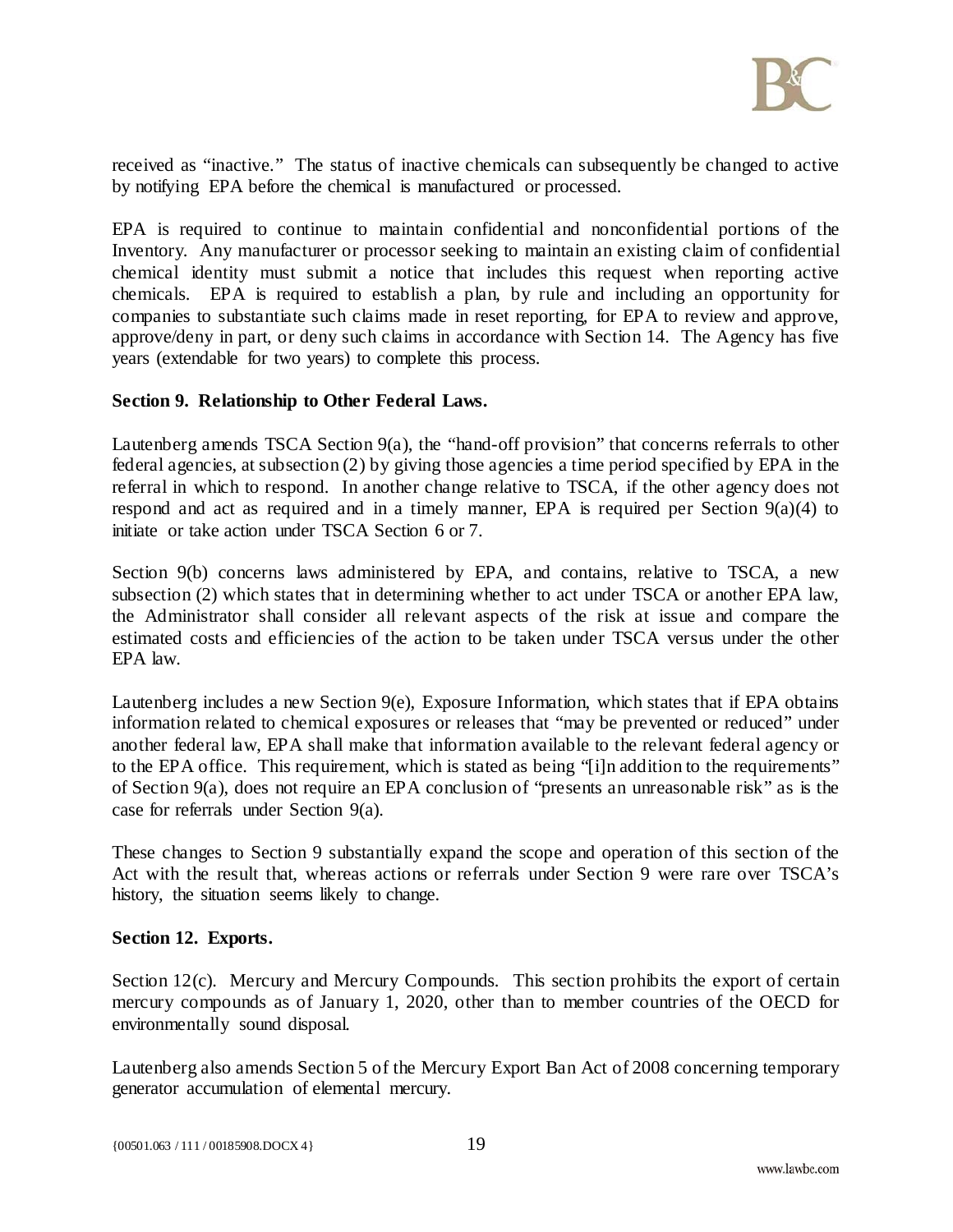received as "inactive." The status of inactive chemicals can subsequently be changed to active by notifying EPA before the chemical is manufactured or processed.

EPA is required to continue to maintain confidential and nonconfidential portions of the Inventory. Any manufacturer or processor seeking to maintain an existing claim of confidential chemical identity must submit a notice that includes this request when reporting active chemicals. EPA is required to establish a plan, by rule and including an opportunity for companies to substantiate such claims made in reset reporting, for EPA to review and approve, approve/deny in part, or deny such claims in accordance with Section 14. The Agency has five years (extendable for two years) to complete this process.

**Section 9. Relationship to Other Federal Laws.**

Lautenberg amends TSCA Section 9(a), the "hand-off provision" that concerns referrals to other federal agencies, at subsection (2) by giving those agencies a time period specified by EPA in the referral in which to respond. In another change relative to TSCA, if the other agency does not respond and act as required and in a timely manner, EPA is required per Section 9(a)(4) to initiate or take action under TSCA Section 6 or 7.

Section 9(b) concerns laws administered by EPA, and contains, relative to TSCA, a new subsection (2) which states that in determining whether to act under TSCA or another EPA law, the Administrator shall consider all relevant aspects of the risk at issue and compare the estimated costs and efficiencies of the action to be taken under TSCA versus under the other EPA law.

Lautenberg includes a new Section 9(e), Exposure Information, which states that if EPA obtains information related to chemical exposures or releases that "may be prevented or reduced" under another federal law, EPA shall make that information available to the relevant federal agency or to the EPA office. This requirement, which is stated as being "[i]n addition to the requirements" of Section 9(a), does not require an EPA conclusion of "presents an unreasonable risk" as is the case for referrals under Section 9(a).

These changes to Section 9 substantially expand the scope and operation of this section of the Act with the result that, whereas actions or referrals under Section 9 were rare over TSCA's history, the situation seems likely to change.

**Section 12. Exports.**

Section 12(c). Mercury and Mercury Compounds. This section prohibits the export of certain mercury compounds as of January 1, 2020, other than to member countries of the OECD for environmentally sound disposal.

Lautenberg also amends Section 5 of the Mercury Export Ban Act of 2008 concerning temporary generator accumulation of elemental mercury.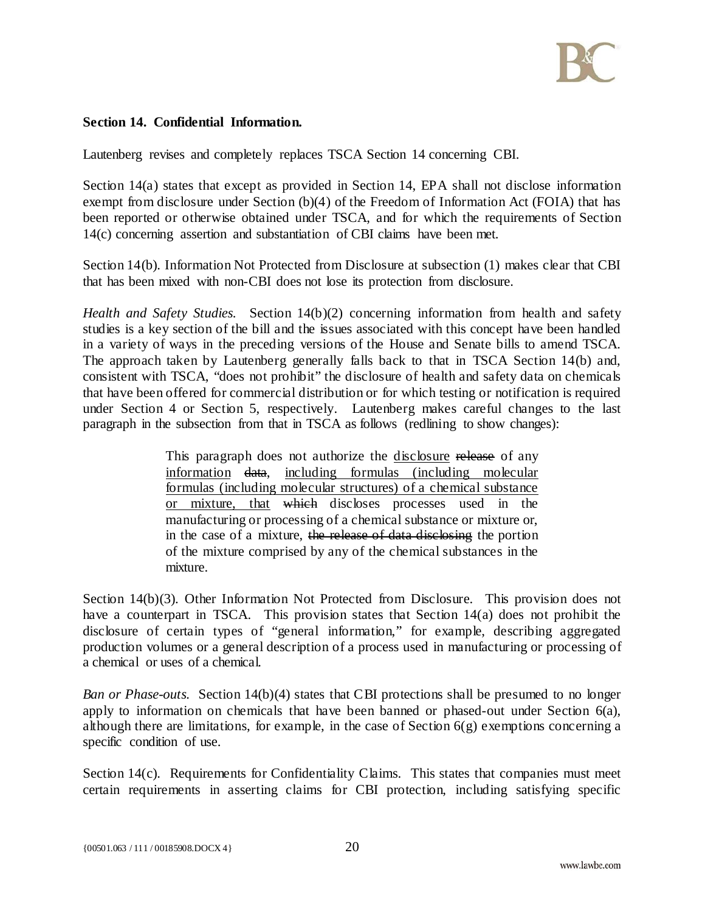**Section 14. Confidential Information.**

Lautenberg revises and completely replaces TSCA Section 14 concerning CBI.

Section 14(a) states that except as provided in Section 14, EPA shall not disclose information exempt from disclosure under Section (b)(4) of the Freedom of Information Act (FOIA) that has been reported or otherwise obtained under TSCA, and for which the requirements of Section 14(c) concerning assertion and substantiation of CBI claims have been met.

Section 14(b). Information Not Protected from Disclosure at subsection (1) makes clear that CBI that has been mixed with non-CBI does not lose its protection from disclosure.

*Health and Safety Studies.* Section 14(b)(2) concerning information from health and safety studies is a key section of the bill and the issues associated with this concept have been handled in a variety of ways in the preceding versions of the House and Senate bills to amend TSCA. The approach taken by Lautenberg generally falls back to that in TSCA Section 14(b) and, consistent with TSCA, "does not prohibit" the disclosure of health and safety data on chemicals that have been offered for commercial distribution or for which testing or notification is required under Section 4 or Section 5, respectively. Lautenberg makes careful changes to the last paragraph in the subsection from that in TSCA as follows (redlining to show changes):

> This paragraph does not authorize the <u>disclosure</u> ~~release~~ of any <u>information</u> ~~data~~, <u>including formulas (including molecular formulas (including molecular structures) of a chemical substance or mixture, that</u> ~~which~~ discloses processes used in the manufacturing or processing of a chemical substance or mixture or, in the case of a mixture, ~~the release of data disclosing~~ the portion of the mixture comprised by any of the chemical substances in the mixture.

Section 14(b)(3). Other Information Not Protected from Disclosure. This provision does not have a counterpart in TSCA. This provision states that Section 14(a) does not prohibit the disclosure of certain types of "general information," for example, describing aggregated production volumes or a general description of a process used in manufacturing or processing of a chemical or uses of a chemical.

*Ban or Phase-outs.* Section 14(b)(4) states that CBI protections shall be presumed to no longer apply to information on chemicals that have been banned or phased-out under Section 6(a), although there are limitations, for example, in the case of Section 6(g) exemptions concerning a specific condition of use.

Section 14(c). Requirements for Confidentiality Claims. This states that companies must meet certain requirements in asserting claims for CBI protection, including satisfying specific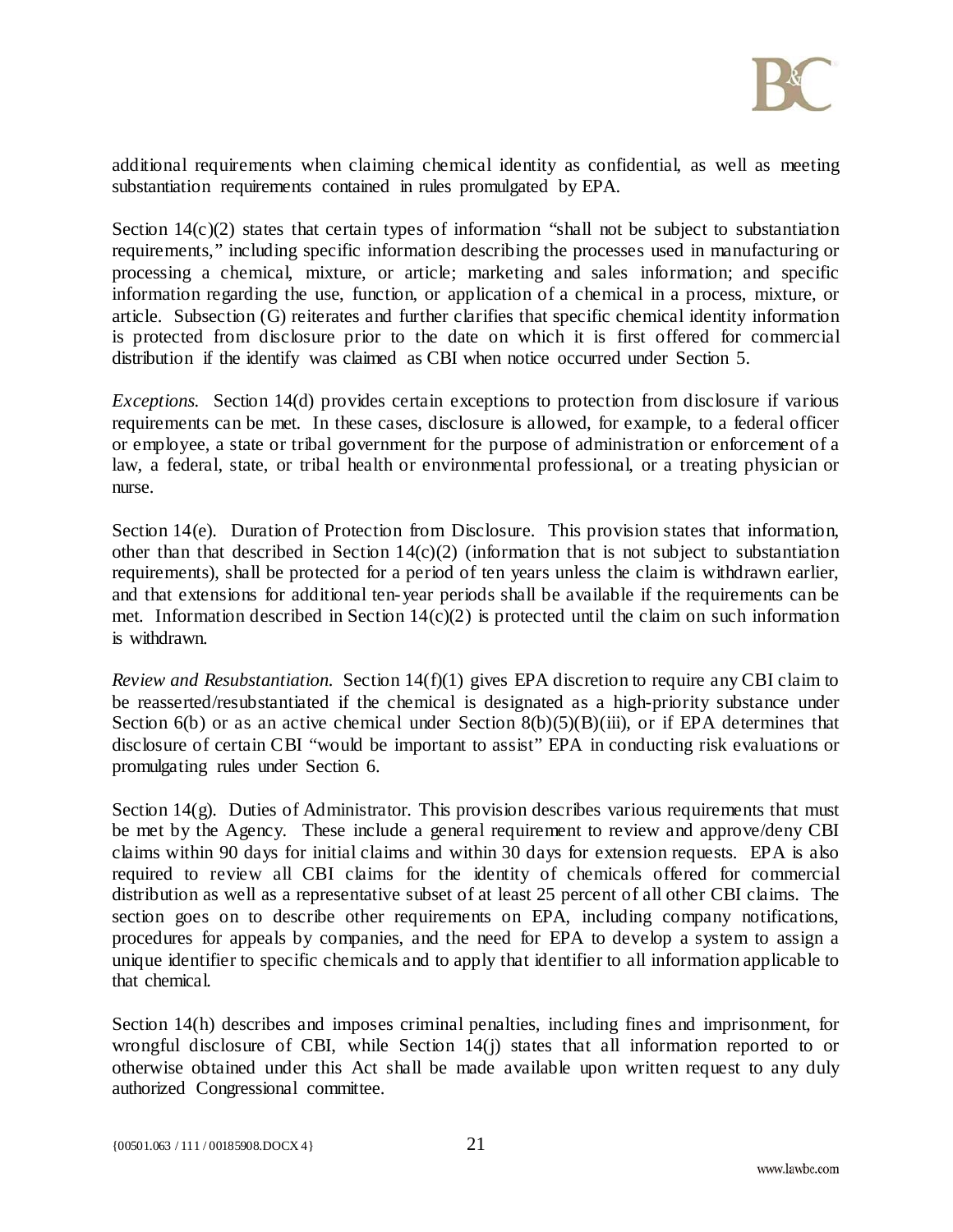additional requirements when claiming chemical identity as confidential, as well as meeting substantiation requirements contained in rules promulgated by EPA.

Section 14(c)(2) states that certain types of information "shall not be subject to substantiation requirements," including specific information describing the processes used in manufacturing or processing a chemical, mixture, or article; marketing and sales information; and specific information regarding the use, function, or application of a chemical in a process, mixture, or article. Subsection (G) reiterates and further clarifies that specific chemical identity information is protected from disclosure prior to the date on which it is first offered for commercial distribution if the identify was claimed as CBI when notice occurred under Section 5.

*Exceptions.* Section 14(d) provides certain exceptions to protection from disclosure if various requirements can be met. In these cases, disclosure is allowed, for example, to a federal officer or employee, a state or tribal government for the purpose of administration or enforcement of a law, a federal, state, or tribal health or environmental professional, or a treating physician or nurse.

Section 14(e). Duration of Protection from Disclosure. This provision states that information, other than that described in Section 14(c)(2) (information that is not subject to substantiation requirements), shall be protected for a period of ten years unless the claim is withdrawn earlier, and that extensions for additional ten-year periods shall be available if the requirements can be met. Information described in Section 14(c)(2) is protected until the claim on such information is withdrawn.

*Review and Resubstantiation.* Section 14(f)(1) gives EPA discretion to require any CBI claim to be reasserted/resubstantiated if the chemical is designated as a high-priority substance under Section 6(b) or as an active chemical under Section 8(b)(5)(B)(iii), or if EPA determines that disclosure of certain CBI "would be important to assist" EPA in conducting risk evaluations or promulgating rules under Section 6.

Section 14(g). Duties of Administrator. This provision describes various requirements that must be met by the Agency. These include a general requirement to review and approve/deny CBI claims within 90 days for initial claims and within 30 days for extension requests. EPA is also required to review all CBI claims for the identity of chemicals offered for commercial distribution as well as a representative subset of at least 25 percent of all other CBI claims. The section goes on to describe other requirements on EPA, including company notifications, procedures for appeals by companies, and the need for EPA to develop a system to assign a unique identifier to specific chemicals and to apply that identifier to all information applicable to that chemical.

Section 14(h) describes and imposes criminal penalties, including fines and imprisonment, for wrongful disclosure of CBI, while Section 14(j) states that all information reported to or otherwise obtained under this Act shall be made available upon written request to any duly authorized Congressional committee.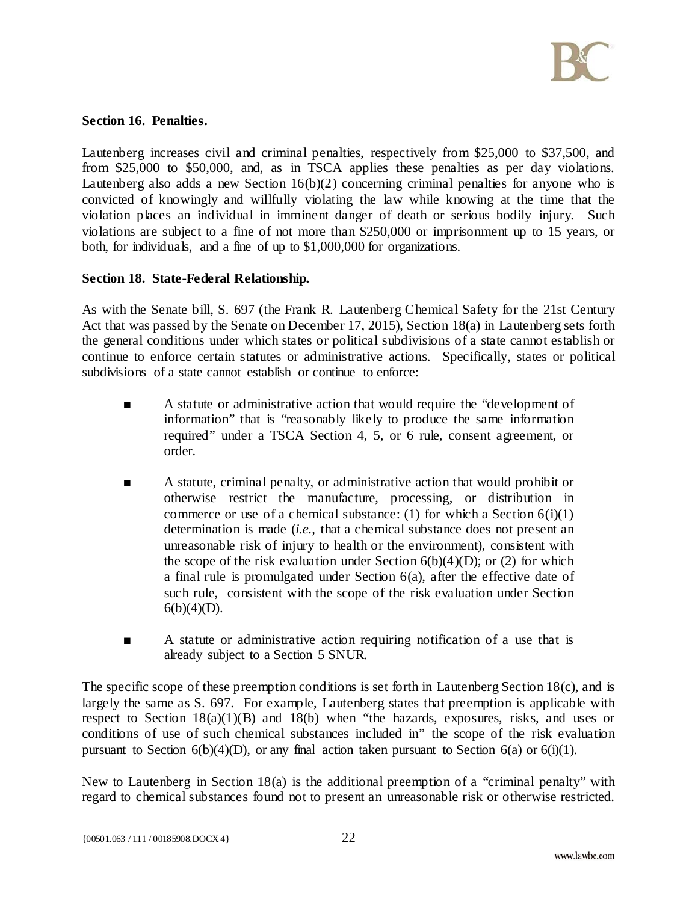**Section 16. Penalties.**

Lautenberg increases civil and criminal penalties, respectively from $25,000 to $37,500, and from $25,000 to $50,000, and, as in TSCA applies these penalties as per day violations. Lautenberg also adds a new Section 16(b)(2) concerning criminal penalties for anyone who is convicted of knowingly and willfully violating the law while knowing at the time that the violation places an individual in imminent danger of death or serious bodily injury. Such violations are subject to a fine of not more than $250,000 or imprisonment up to 15 years, or both, for individuals, and a fine of up to $1,000,000 for organizations.

**Section 18. State-Federal Relationship.**

As with the Senate bill, S. 697 (the Frank R. Lautenberg Chemical Safety for the 21st Century Act that was passed by the Senate on December 17, 2015), Section 18(a) in Lautenberg sets forth the general conditions under which states or political subdivisions of a state cannot establish or continue to enforce certain statutes or administrative actions. Specifically, states or political subdivisions of a state cannot establish or continue to enforce:

- A statute or administrative action that would require the "development of information" that is "reasonably likely to produce the same information required" under a TSCA Section 4, 5, or 6 rule, consent agreement, or order.

- A statute, criminal penalty, or administrative action that would prohibit or otherwise restrict the manufacture, processing, or distribution in commerce or use of a chemical substance: (1) for which a Section 6(i)(1) determination is made (*i.e.,* that a chemical substance does not present an unreasonable risk of injury to health or the environment), consistent with the scope of the risk evaluation under Section 6(b)(4)(D); or (2) for which a final rule is promulgated under Section 6(a), after the effective date of such rule, consistent with the scope of the risk evaluation under Section 6(b)(4)(D).

- A statute or administrative action requiring notification of a use that is already subject to a Section 5 SNUR.

The specific scope of these preemption conditions is set forth in Lautenberg Section 18(c), and is largely the same as S. 697. For example, Lautenberg states that preemption is applicable with respect to Section 18(a)(1)(B) and 18(b) when "the hazards, exposures, risks, and uses or conditions of use of such chemical substances included in" the scope of the risk evaluation pursuant to Section 6(b)(4)(D), or any final action taken pursuant to Section 6(a) or 6(i)(1).

New to Lautenberg in Section 18(a) is the additional preemption of a "criminal penalty" with regard to chemical substances found not to present an unreasonable risk or otherwise restricted.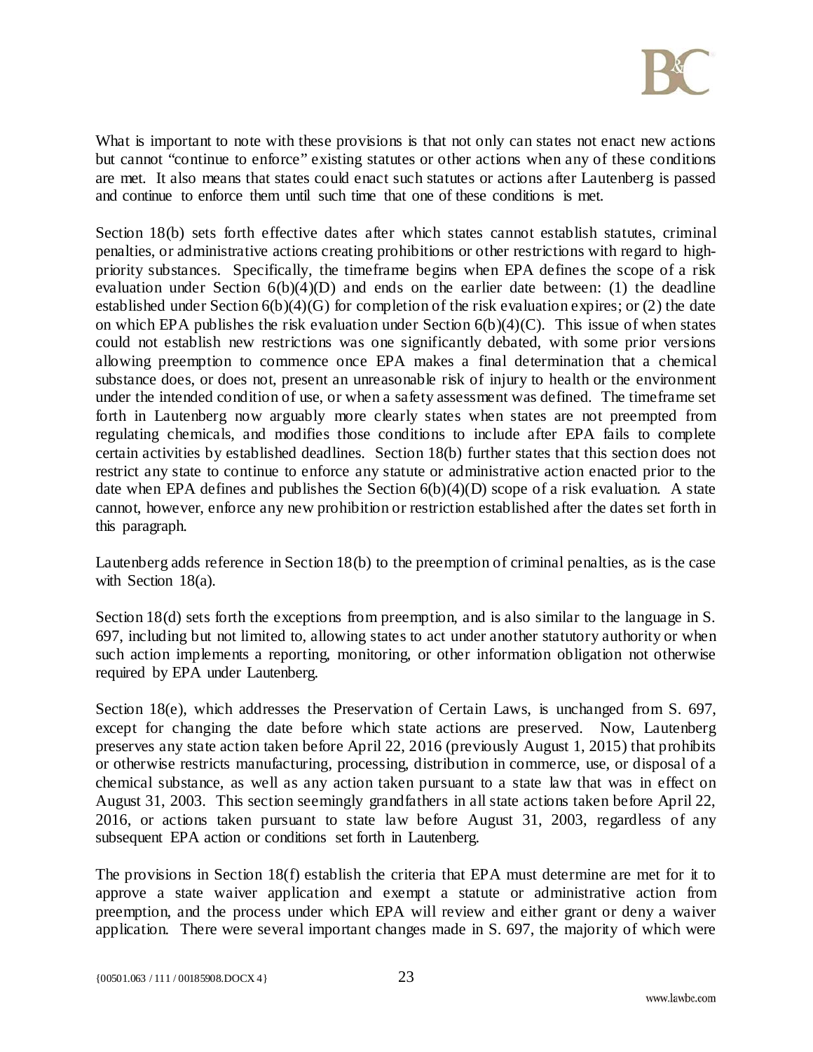What is important to note with these provisions is that not only can states not enact new actions but cannot "continue to enforce" existing statutes or other actions when any of these conditions are met. It also means that states could enact such statutes or actions after Lautenberg is passed and continue to enforce them until such time that one of these conditions is met.

Section 18(b) sets forth effective dates after which states cannot establish statutes, criminal penalties, or administrative actions creating prohibitions or other restrictions with regard to high-priority substances. Specifically, the timeframe begins when EPA defines the scope of a risk evaluation under Section 6(b)(4)(D) and ends on the earlier date between: (1) the deadline established under Section 6(b)(4)(G) for completion of the risk evaluation expires; or (2) the date on which EPA publishes the risk evaluation under Section 6(b)(4)(C). This issue of when states could not establish new restrictions was one significantly debated, with some prior versions allowing preemption to commence once EPA makes a final determination that a chemical substance does, or does not, present an unreasonable risk of injury to health or the environment under the intended condition of use, or when a safety assessment was defined. The timeframe set forth in Lautenberg now arguably more clearly states when states are not preempted from regulating chemicals, and modifies those conditions to include after EPA fails to complete certain activities by established deadlines. Section 18(b) further states that this section does not restrict any state to continue to enforce any statute or administrative action enacted prior to the date when EPA defines and publishes the Section 6(b)(4)(D) scope of a risk evaluation. A state cannot, however, enforce any new prohibition or restriction established after the dates set forth in this paragraph.

Lautenberg adds reference in Section 18(b) to the preemption of criminal penalties, as is the case with Section 18(a).

Section 18(d) sets forth the exceptions from preemption, and is also similar to the language in S. 697, including but not limited to, allowing states to act under another statutory authority or when such action implements a reporting, monitoring, or other information obligation not otherwise required by EPA under Lautenberg.

Section 18(e), which addresses the Preservation of Certain Laws, is unchanged from S. 697, except for changing the date before which state actions are preserved. Now, Lautenberg preserves any state action taken before April 22, 2016 (previously August 1, 2015) that prohibits or otherwise restricts manufacturing, processing, distribution in commerce, use, or disposal of a chemical substance, as well as any action taken pursuant to a state law that was in effect on August 31, 2003. This section seemingly grandfathers in all state actions taken before April 22, 2016, or actions taken pursuant to state law before August 31, 2003, regardless of any subsequent EPA action or conditions set forth in Lautenberg.

The provisions in Section 18(f) establish the criteria that EPA must determine are met for it to approve a state waiver application and exempt a statute or administrative action from preemption, and the process under which EPA will review and either grant or deny a waiver application. There were several important changes made in S. 697, the majority of which were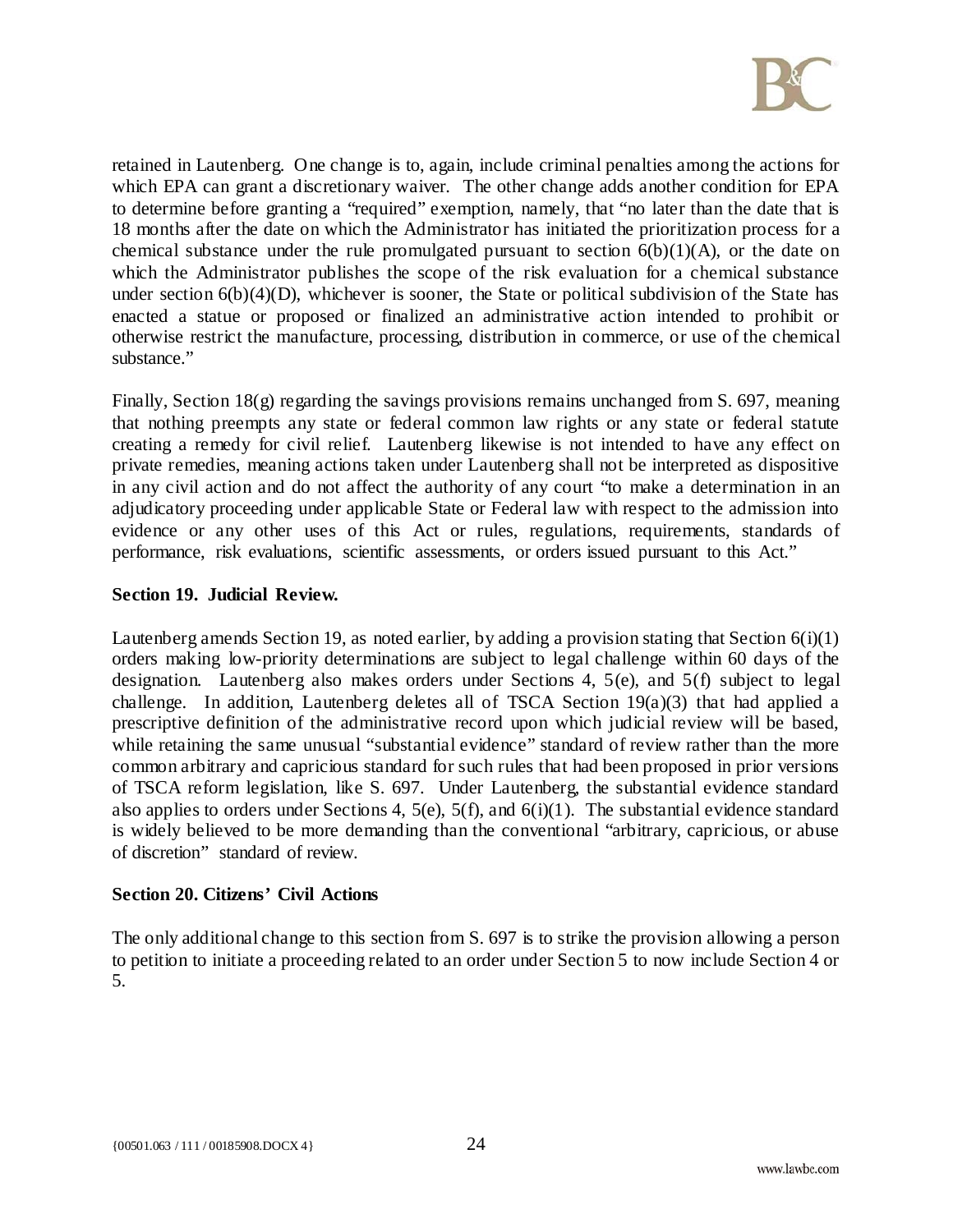retained in Lautenberg. One change is to, again, include criminal penalties among the actions for which EPA can grant a discretionary waiver. The other change adds another condition for EPA to determine before granting a "required" exemption, namely, that "no later than the date that is 18 months after the date on which the Administrator has initiated the prioritization process for a chemical substance under the rule promulgated pursuant to section 6(b)(1)(A), or the date on which the Administrator publishes the scope of the risk evaluation for a chemical substance under section 6(b)(4)(D), whichever is sooner, the State or political subdivision of the State has enacted a statue or proposed or finalized an administrative action intended to prohibit or otherwise restrict the manufacture, processing, distribution in commerce, or use of the chemical substance."

Finally, Section 18(g) regarding the savings provisions remains unchanged from S. 697, meaning that nothing preempts any state or federal common law rights or any state or federal statute creating a remedy for civil relief. Lautenberg likewise is not intended to have any effect on private remedies, meaning actions taken under Lautenberg shall not be interpreted as dispositive in any civil action and do not affect the authority of any court "to make a determination in an adjudicatory proceeding under applicable State or Federal law with respect to the admission into evidence or any other uses of this Act or rules, regulations, requirements, standards of performance, risk evaluations, scientific assessments, or orders issued pursuant to this Act."

**Section 19. Judicial Review.**

Lautenberg amends Section 19, as noted earlier, by adding a provision stating that Section 6(i)(1) orders making low-priority determinations are subject to legal challenge within 60 days of the designation. Lautenberg also makes orders under Sections 4, 5(e), and 5(f) subject to legal challenge. In addition, Lautenberg deletes all of TSCA Section 19(a)(3) that had applied a prescriptive definition of the administrative record upon which judicial review will be based, while retaining the same unusual "substantial evidence" standard of review rather than the more common arbitrary and capricious standard for such rules that had been proposed in prior versions of TSCA reform legislation, like S. 697. Under Lautenberg, the substantial evidence standard also applies to orders under Sections 4, 5(e), 5(f), and 6(i)(1). The substantial evidence standard is widely believed to be more demanding than the conventional "arbitrary, capricious, or abuse of discretion" standard of review.

**Section 20. Citizens' Civil Actions**

The only additional change to this section from S. 697 is to strike the provision allowing a person to petition to initiate a proceeding related to an order under Section 5 to now include Section 4 or 5.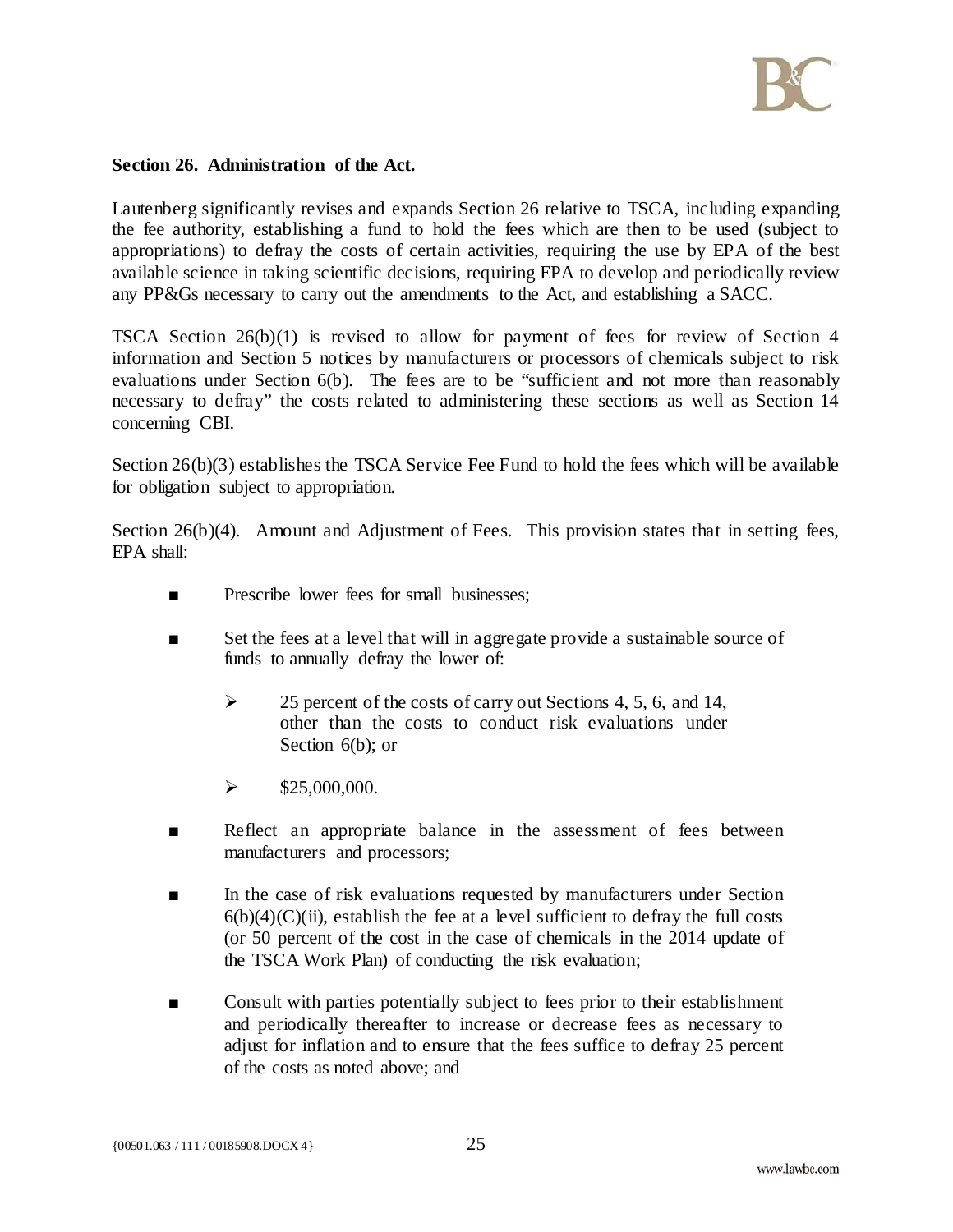**Section 26. Administration of the Act.**

Lautenberg significantly revises and expands Section 26 relative to TSCA, including expanding the fee authority, establishing a fund to hold the fees which are then to be used (subject to appropriations) to defray the costs of certain activities, requiring the use by EPA of the best available science in taking scientific decisions, requiring EPA to develop and periodically review any PP&Gs necessary to carry out the amendments to the Act, and establishing a SACC.

TSCA Section 26(b)(1) is revised to allow for payment of fees for review of Section 4 information and Section 5 notices by manufacturers or processors of chemicals subject to risk evaluations under Section 6(b). The fees are to be "sufficient and not more than reasonably necessary to defray" the costs related to administering these sections as well as Section 14 concerning CBI.

Section 26(b)(3) establishes the TSCA Service Fee Fund to hold the fees which will be available for obligation subject to appropriation.

Section 26(b)(4). Amount and Adjustment of Fees. This provision states that in setting fees, EPA shall:

- Prescribe lower fees for small businesses;
- Set the fees at a level that will in aggregate provide a sustainable source of funds to annually defray the lower of:
  - 25 percent of the costs of carry out Sections 4, 5, 6, and 14, other than the costs to conduct risk evaluations under Section 6(b); or
  - \$25,000,000.
- Reflect an appropriate balance in the assessment of fees between manufacturers and processors;
- In the case of risk evaluations requested by manufacturers under Section 6(b)(4)(C)(ii), establish the fee at a level sufficient to defray the full costs (or 50 percent of the cost in the case of chemicals in the 2014 update of the TSCA Work Plan) of conducting the risk evaluation;
- Consult with parties potentially subject to fees prior to their establishment and periodically thereafter to increase or decrease fees as necessary to adjust for inflation and to ensure that the fees suffice to defray 25 percent of the costs as noted above; and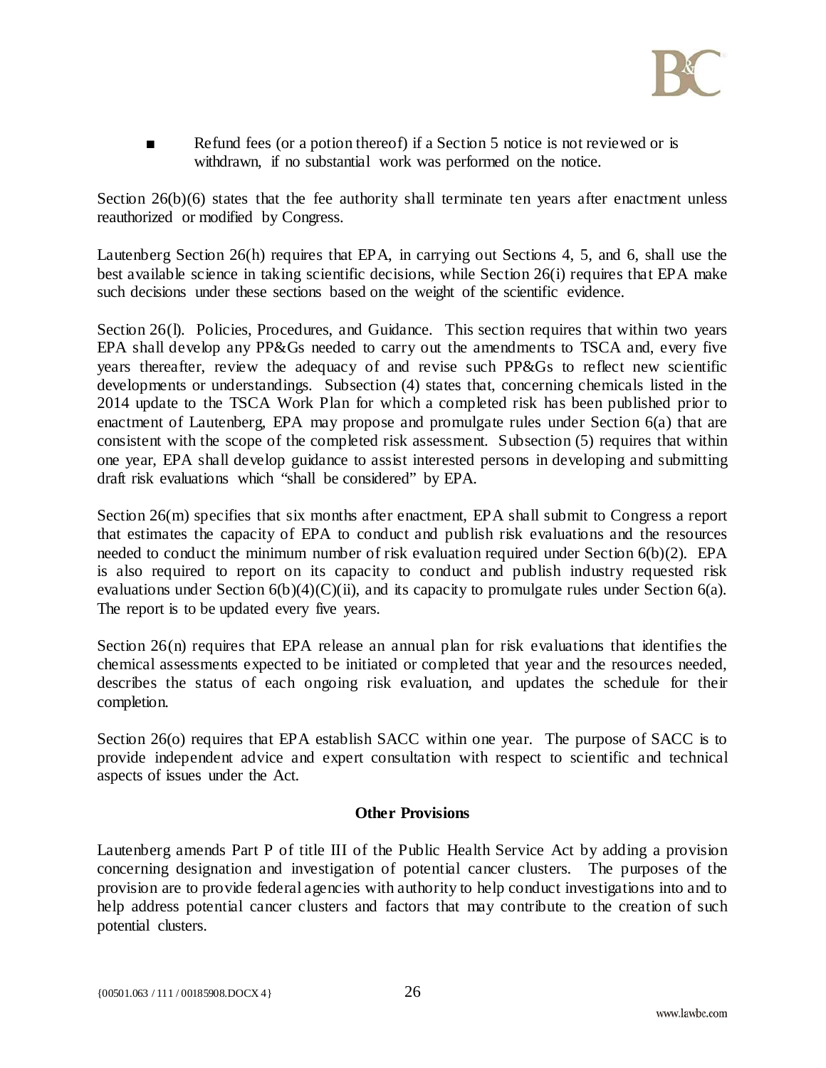- Refund fees (or a potion thereof) if a Section 5 notice is not reviewed or is withdrawn, if no substantial work was performed on the notice.

Section 26(b)(6) states that the fee authority shall terminate ten years after enactment unless reauthorized or modified by Congress.

Lautenberg Section 26(h) requires that EPA, in carrying out Sections 4, 5, and 6, shall use the best available science in taking scientific decisions, while Section 26(i) requires that EPA make such decisions under these sections based on the weight of the scientific evidence.

Section 26(l). Policies, Procedures, and Guidance. This section requires that within two years EPA shall develop any PP&Gs needed to carry out the amendments to TSCA and, every five years thereafter, review the adequacy of and revise such PP&Gs to reflect new scientific developments or understandings. Subsection (4) states that, concerning chemicals listed in the 2014 update to the TSCA Work Plan for which a completed risk has been published prior to enactment of Lautenberg, EPA may propose and promulgate rules under Section 6(a) that are consistent with the scope of the completed risk assessment. Subsection (5) requires that within one year, EPA shall develop guidance to assist interested persons in developing and submitting draft risk evaluations which "shall be considered" by EPA.

Section 26(m) specifies that six months after enactment, EPA shall submit to Congress a report that estimates the capacity of EPA to conduct and publish risk evaluations and the resources needed to conduct the minimum number of risk evaluation required under Section 6(b)(2). EPA is also required to report on its capacity to conduct and publish industry requested risk evaluations under Section 6(b)(4)(C)(ii), and its capacity to promulgate rules under Section 6(a). The report is to be updated every five years.

Section 26(n) requires that EPA release an annual plan for risk evaluations that identifies the chemical assessments expected to be initiated or completed that year and the resources needed, describes the status of each ongoing risk evaluation, and updates the schedule for their completion.

Section 26(o) requires that EPA establish SACC within one year. The purpose of SACC is to provide independent advice and expert consultation with respect to scientific and technical aspects of issues under the Act.

**Other Provisions**

Lautenberg amends Part P of title III of the Public Health Service Act by adding a provision concerning designation and investigation of potential cancer clusters. The purposes of the provision are to provide federal agencies with authority to help conduct investigations into and to help address potential cancer clusters and factors that may contribute to the creation of such potential clusters.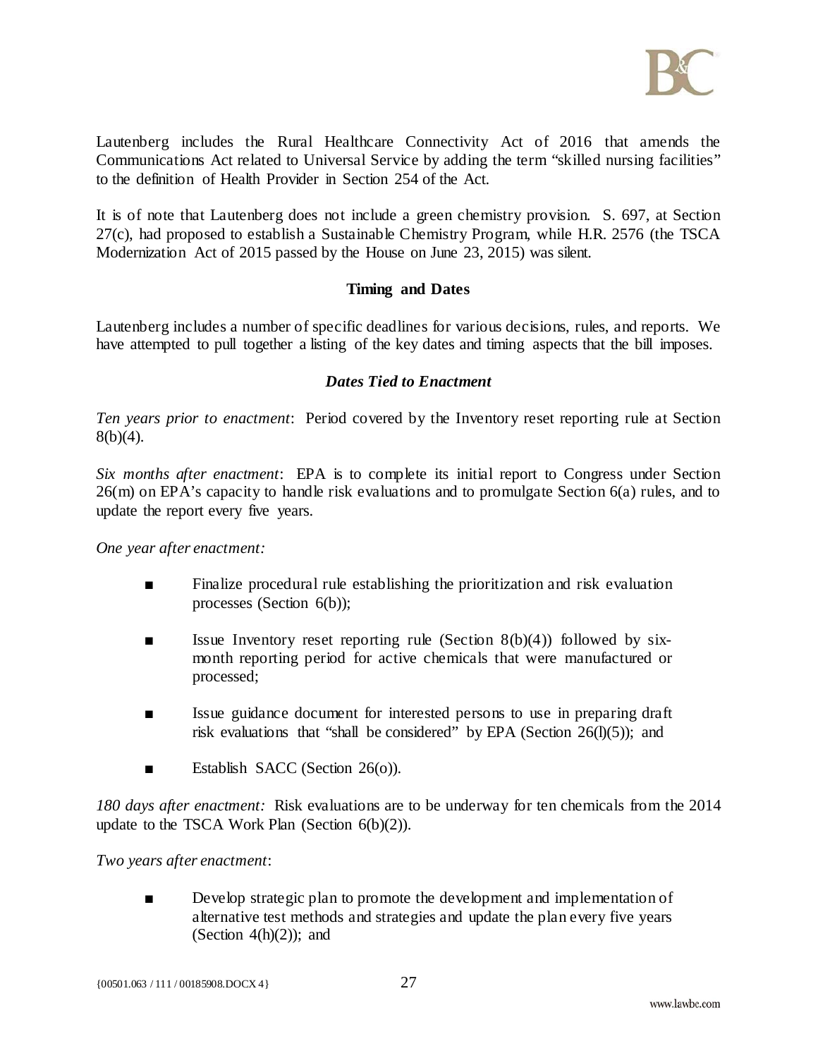Lautenberg includes the Rural Healthcare Connectivity Act of 2016 that amends the Communications Act related to Universal Service by adding the term "skilled nursing facilities" to the definition of Health Provider in Section 254 of the Act.

It is of note that Lautenberg does not include a green chemistry provision. S. 697, at Section 27(c), had proposed to establish a Sustainable Chemistry Program, while H.R. 2576 (the TSCA Modernization Act of 2015 passed by the House on June 23, 2015) was silent.

## Timing and Dates

Lautenberg includes a number of specific deadlines for various decisions, rules, and reports. We have attempted to pull together a listing of the key dates and timing aspects that the bill imposes.

### *Dates Tied to Enactment*

*Ten years prior to enactment*: Period covered by the Inventory reset reporting rule at Section 8(b)(4).

*Six months after enactment*: EPA is to complete its initial report to Congress under Section 26(m) on EPA's capacity to handle risk evaluations and to promulgate Section 6(a) rules, and to update the report every five years.

*One year after enactment:*

- Finalize procedural rule establishing the prioritization and risk evaluation processes (Section 6(b));
- Issue Inventory reset reporting rule (Section 8(b)(4)) followed by six-month reporting period for active chemicals that were manufactured or processed;
- Issue guidance document for interested persons to use in preparing draft risk evaluations that "shall be considered" by EPA (Section 26(l)(5)); and
- Establish SACC (Section 26(o)).

*180 days after enactment:* Risk evaluations are to be underway for ten chemicals from the 2014 update to the TSCA Work Plan (Section 6(b)(2)).

*Two years after enactment*:

- Develop strategic plan to promote the development and implementation of alternative test methods and strategies and update the plan every five years (Section 4(h)(2)); and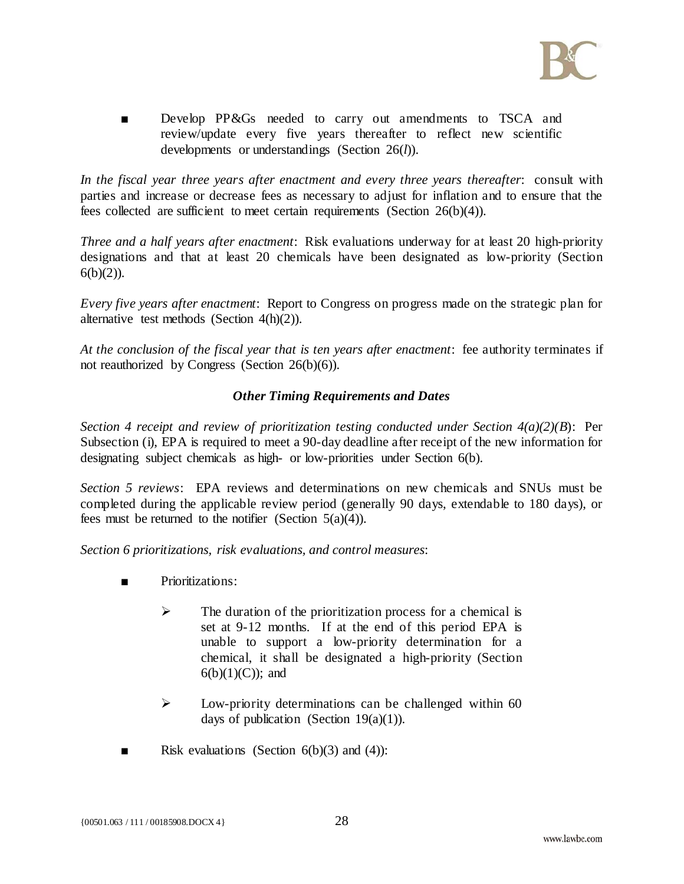- Develop PP&Gs needed to carry out amendments to TSCA and review/update every five years thereafter to reflect new scientific developments or understandings (Section 26(*l*)).

*In the fiscal year three years after enactment and every three years thereafter*: consult with parties and increase or decrease fees as necessary to adjust for inflation and to ensure that the fees collected are sufficient to meet certain requirements (Section 26(b)(4)).

*Three and a half years after enactment*: Risk evaluations underway for at least 20 high-priority designations and that at least 20 chemicals have been designated as low-priority (Section 6(b)(2)).

*Every five years after enactment*: Report to Congress on progress made on the strategic plan for alternative test methods (Section 4(h)(2)).

*At the conclusion of the fiscal year that is ten years after enactment*: fee authority terminates if not reauthorized by Congress (Section 26(b)(6)).

### *Other Timing Requirements and Dates*

*Section 4 receipt and review of prioritization testing conducted under Section 4(a)(2)(B)*: Per Subsection (i), EPA is required to meet a 90-day deadline after receipt of the new information for designating subject chemicals as high- or low-priorities under Section 6(b).

*Section 5 reviews*: EPA reviews and determinations on new chemicals and SNUs must be completed during the applicable review period (generally 90 days, extendable to 180 days), or fees must be returned to the notifier (Section 5(a)(4)).

*Section 6 prioritizations, risk evaluations, and control measures*:

- Prioritizations:
  - The duration of the prioritization process for a chemical is set at 9-12 months. If at the end of this period EPA is unable to support a low-priority determination for a chemical, it shall be designated a high-priority (Section 6(b)(1)(C)); and
  - Low-priority determinations can be challenged within 60 days of publication (Section 19(a)(1)).
- Risk evaluations (Section 6(b)(3) and (4)):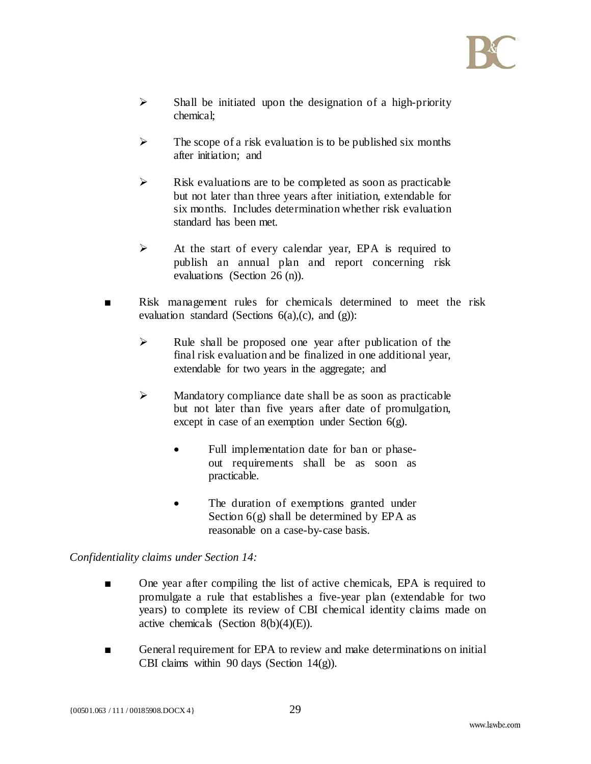- Shall be initiated upon the designation of a high-priority chemical;
- The scope of a risk evaluation is to be published six months after initiation; and
- Risk evaluations are to be completed as soon as practicable but not later than three years after initiation, extendable for six months. Includes determination whether risk evaluation standard has been met.
- At the start of every calendar year, EPA is required to publish an annual plan and report concerning risk evaluations (Section 26 (n)).

- Risk management rules for chemicals determined to meet the risk evaluation standard (Sections 6(a),(c), and (g)):
  - Rule shall be proposed one year after publication of the final risk evaluation and be finalized in one additional year, extendable for two years in the aggregate; and
  - Mandatory compliance date shall be as soon as practicable but not later than five years after date of promulgation, except in case of an exemption under Section 6(g).
    - Full implementation date for ban or phase-out requirements shall be as soon as practicable.
    - The duration of exemptions granted under Section 6(g) shall be determined by EPA as reasonable on a case-by-case basis.

*Confidentiality claims under Section 14:*

- One year after compiling the list of active chemicals, EPA is required to promulgate a rule that establishes a five-year plan (extendable for two years) to complete its review of CBI chemical identity claims made on active chemicals (Section 8(b)(4)(E)).
- General requirement for EPA to review and make determinations on initial CBI claims within 90 days (Section 14(g)).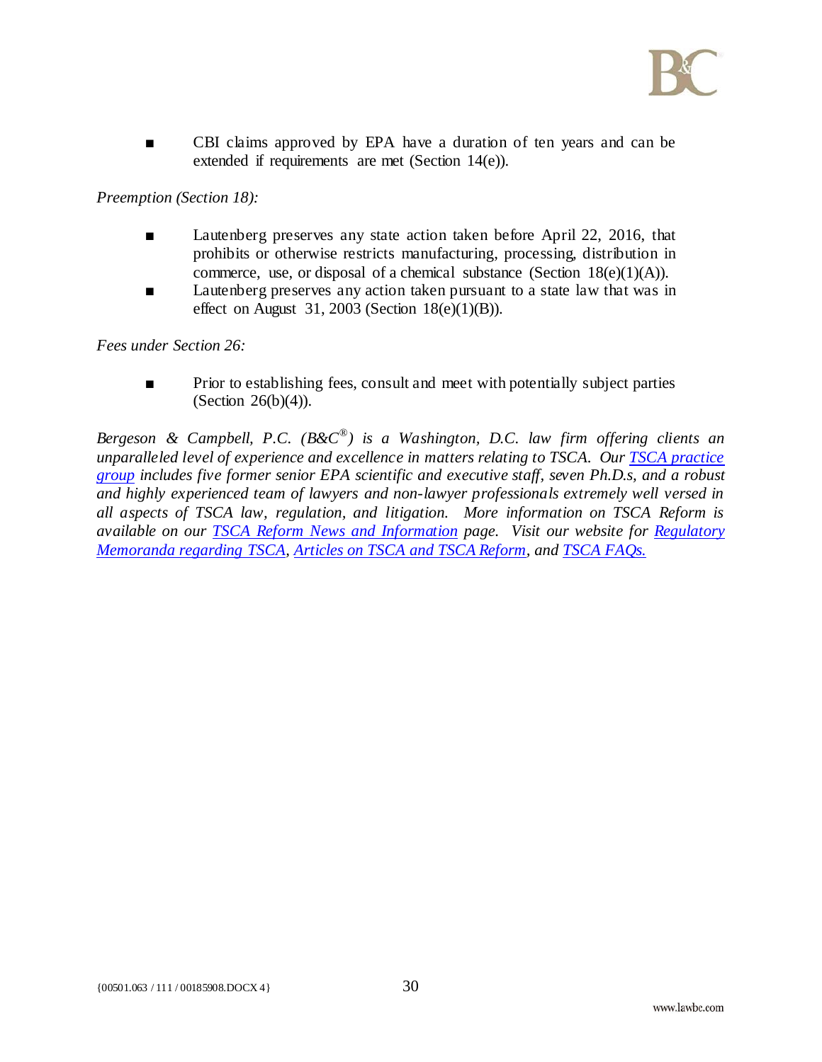- CBI claims approved by EPA have a duration of ten years and can be extended if requirements are met (Section 14(e)).

*Preemption (Section 18):*

- Lautenberg preserves any state action taken before April 22, 2016, that prohibits or otherwise restricts manufacturing, processing, distribution in commerce, use, or disposal of a chemical substance (Section 18(e)(1)(A)).
- Lautenberg preserves any action taken pursuant to a state law that was in effect on August 31, 2003 (Section 18(e)(1)(B)).

*Fees under Section 26:*

- Prior to establishing fees, consult and meet with potentially subject parties (Section 26(b)(4)).

*Bergeson & Campbell, P.C. (B&C®) is a Washington, D.C. law firm offering clients an unparalleled level of experience and excellence in matters relating to TSCA. Our TSCA practice group includes five former senior EPA scientific and executive staff, seven Ph.D.s, and a robust and highly experienced team of lawyers and non-lawyer professionals extremely well versed in all aspects of TSCA law, regulation, and litigation. More information on TSCA Reform is available on our TSCA Reform News and Information page. Visit our website for Regulatory Memoranda regarding TSCA, Articles on TSCA and TSCA Reform, and TSCA FAQs.*